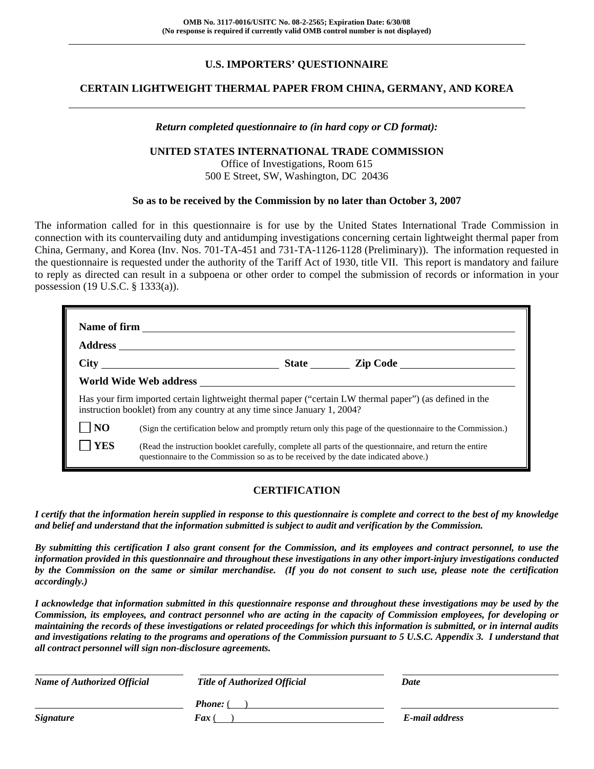OMB No. 3117-0016/USITC No. 08-2-2565; Expiration Date: 6/30/08
(No response is required if currently valid OMB control number is not displayed)

# U.S. IMPORTERS' QUESTIONNAIRE

## CERTAIN LIGHTWEIGHT THERMAL PAPER FROM CHINA, GERMANY, AND KOREA

***Return completed questionnaire to (in hard copy or CD format):***

**UNITED STATES INTERNATIONAL TRADE COMMISSION**
Office of Investigations, Room 615
500 E Street, SW, Washington, DC 20436

**So as to be received by the Commission by no later than October 3, 2007**

The information called for in this questionnaire is for use by the United States International Trade Commission in connection with its countervailing duty and antidumping investigations concerning certain lightweight thermal paper from China, Germany, and Korea (Inv. Nos. 701-TA-451 and 731-TA-1126-1128 (Preliminary)). The information requested in the questionnaire is requested under the authority of the Tariff Act of 1930, title VII. This report is mandatory and failure to reply as directed can result in a subpoena or other order to compel the submission of records or information in your possession (19 U.S.C. § 1333(a)).

**Name of firm** ______________________________

**Address** ______________________________

**City** ______________ **State** ________ **Zip Code** ______________

**World Wide Web address** ______________________________

Has your firm imported certain lightweight thermal paper ("certain LW thermal paper") (as defined in the instruction booklet) from any country at any time since January 1, 2004?

☐ **NO** (Sign the certification below and promptly return only this page of the questionnaire to the Commission.)

☐ **YES** (Read the instruction booklet carefully, complete all parts of the questionnaire, and return the entire questionnaire to the Commission so as to be received by the date indicated above.)

## CERTIFICATION

***I certify that the information herein supplied in response to this questionnaire is complete and correct to the best of my knowledge and belief and understand that the information submitted is subject to audit and verification by the Commission.***

***By submitting this certification I also grant consent for the Commission, and its employees and contract personnel, to use the information provided in this questionnaire and throughout these investigations in any other import-injury investigations conducted by the Commission on the same or similar merchandise. (If you do not consent to such use, please note the certification accordingly.)***

***I acknowledge that information submitted in this questionnaire response and throughout these investigations may be used by the Commission, its employees, and contract personnel who are acting in the capacity of Commission employees, for developing or maintaining the records of these investigations or related proceedings for which this information is submitted, or in internal audits and investigations relating to the programs and operations of the Commission pursuant to 5 U.S.C. Appendix 3. I understand that all contract personnel will sign non-disclosure agreements.***

| ***Name of Authorized Official*** | ***Title of Authorized Official*** | ***Date*** |
|---|---|---|
| ***Signature*** | ***Phone:*** ( ) <br> ***Fax*** ( ) | ***E-mail address*** |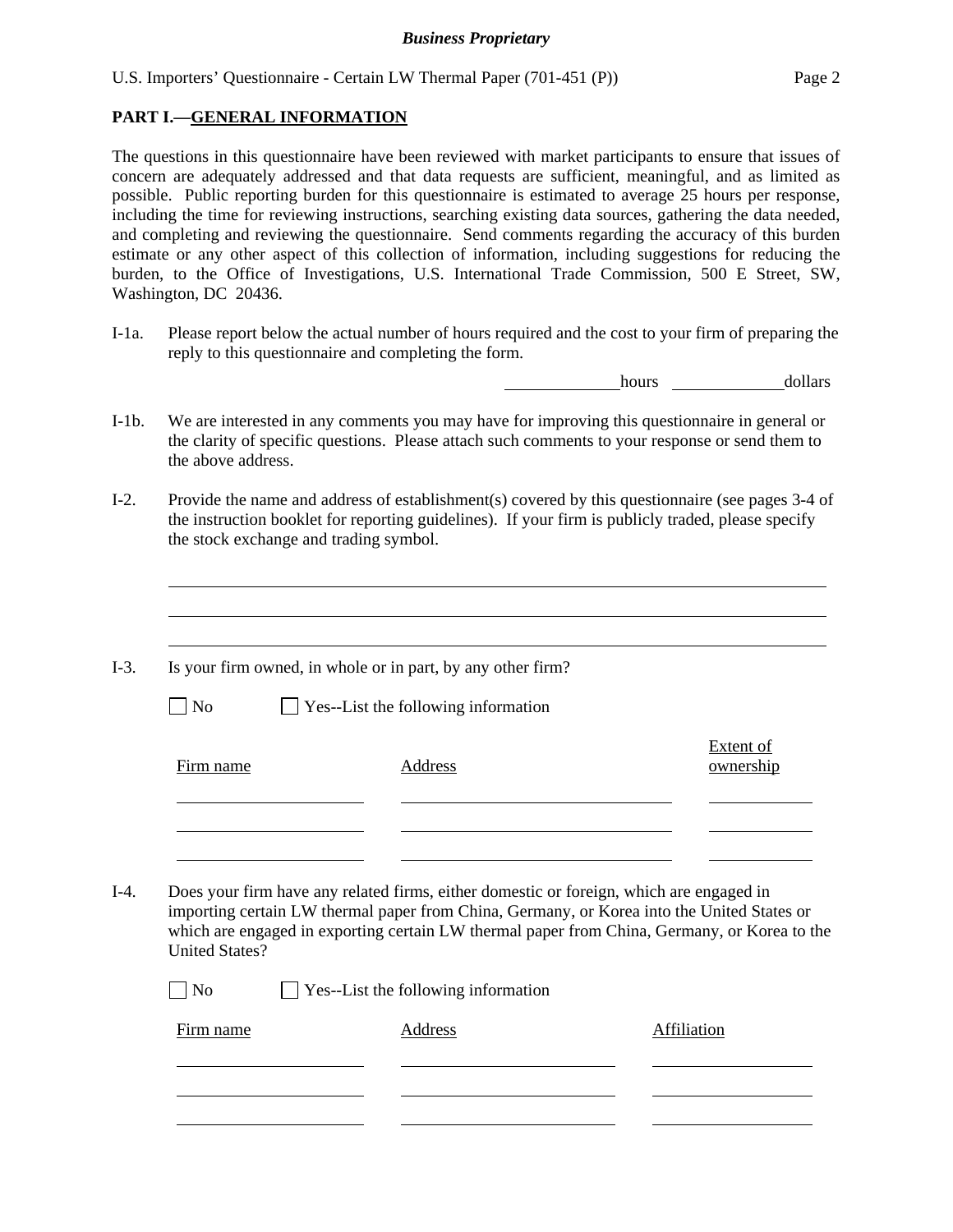**PART I.—GENERAL INFORMATION**

The questions in this questionnaire have been reviewed with market participants to ensure that issues of concern are adequately addressed and that data requests are sufficient, meaningful, and as limited as possible. Public reporting burden for this questionnaire is estimated to average 25 hours per response, including the time for reviewing instructions, searching existing data sources, gathering the data needed, and completing and reviewing the questionnaire. Send comments regarding the accuracy of this burden estimate or any other aspect of this collection of information, including suggestions for reducing the burden, to the Office of Investigations, U.S. International Trade Commission, 500 E Street, SW, Washington, DC 20436.

I-1a. Please report below the actual number of hours required and the cost to your firm of preparing the reply to this questionnaire and completing the form.

_____________ hours _____________ dollars

I-1b. We are interested in any comments you may have for improving this questionnaire in general or the clarity of specific questions. Please attach such comments to your response or send them to the above address.

I-2. Provide the name and address of establishment(s) covered by this questionnaire (see pages 3-4 of the instruction booklet for reporting guidelines). If your firm is publicly traded, please specify the stock exchange and trading symbol.

______________________________________________________________________

______________________________________________________________________

______________________________________________________________________

I-3. Is your firm owned, in whole or in part, by any other firm?

☐ No ☐ Yes--List the following information

| Firm name | Address | Extent of ownership |
|---|---|---|
| | | |
| | | |
| | | |

I-4. Does your firm have any related firms, either domestic or foreign, which are engaged in importing certain LW thermal paper from China, Germany, or Korea into the United States or which are engaged in exporting certain LW thermal paper from China, Germany, or Korea to the United States?

☐ No ☐ Yes--List the following information

| Firm name | Address | Affiliation |
|---|---|---|
| | | |
| | | |
| | | |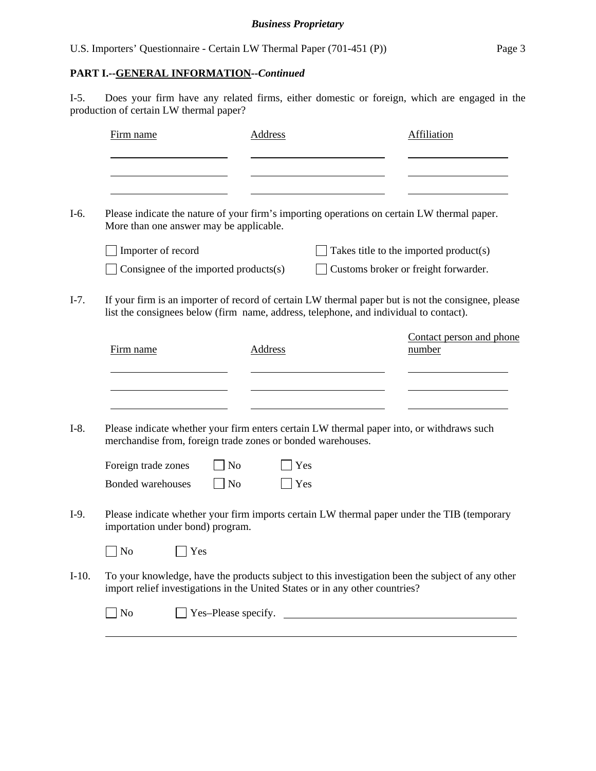**Business Proprietary**

## PART I.--GENERAL INFORMATION--*Continued*

I-5. Does your firm have any related firms, either domestic or foreign, which are engaged in the production of certain LW thermal paper?

| Firm name | Address | Affiliation |
|---|---|---|
| | | |
| | | |
| | | |

I-6. Please indicate the nature of your firm's importing operations on certain LW thermal paper. More than one answer may be applicable.

☐ Importer of record ☐ Takes title to the imported product(s)

☐ Consignee of the imported products(s) ☐ Customs broker or freight forwarder.

I-7. If your firm is an importer of record of certain LW thermal paper but is not the consignee, please list the consignees below (firm name, address, telephone, and individual to contact).

| Firm name | Address | Contact person and phone number |
|---|---|---|
| | | |
| | | |
| | | |

I-8. Please indicate whether your firm enters certain LW thermal paper into, or withdraws such merchandise from, foreign trade zones or bonded warehouses.

Foreign trade zones ☐ No ☐ Yes

Bonded warehouses ☐ No ☐ Yes

I-9. Please indicate whether your firm imports certain LW thermal paper under the TIB (temporary importation under bond) program.

☐ No ☐ Yes

I-10. To your knowledge, have the products subject to this investigation been the subject of any other import relief investigations in the United States or in any other countries?

☐ No ☐ Yes–Please specify. ____________________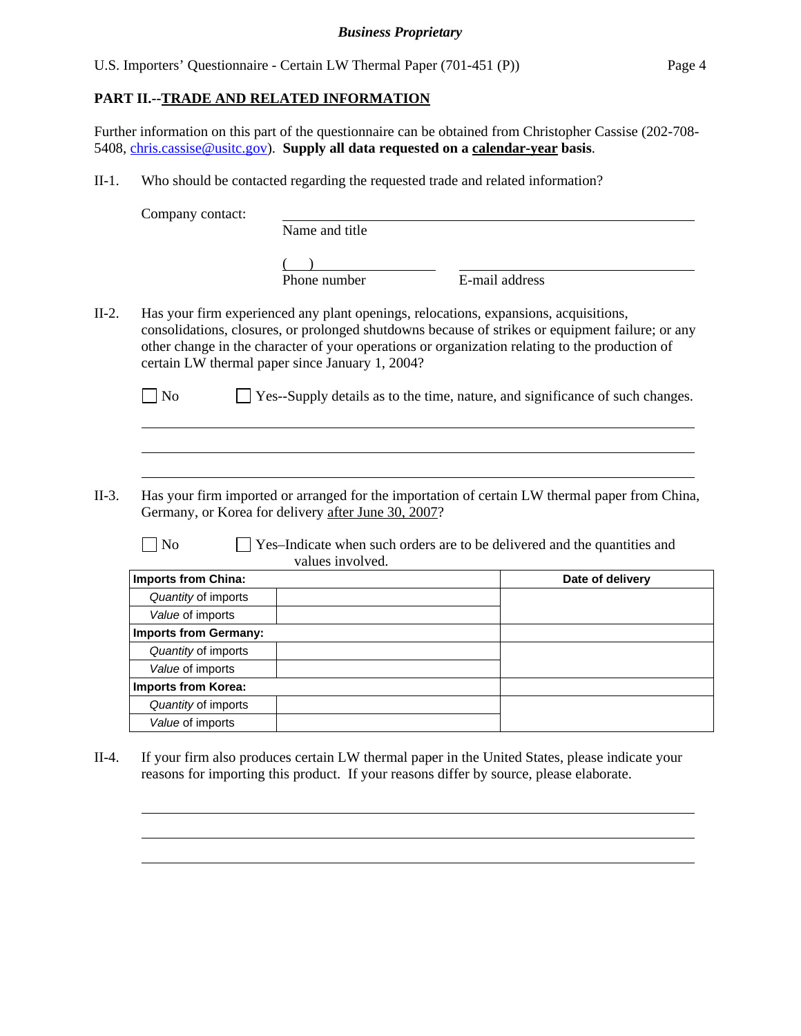## PART II.--TRADE AND RELATED INFORMATION

Further information on this part of the questionnaire can be obtained from Christopher Cassise (202-708-5408, chris.cassise@usitc.gov). **Supply all data requested on a calendar-year basis**.

II-1. Who should be contacted regarding the requested trade and related information?

Company contact: ______________________________
Name and title

( ) ______________________ ______________________
Phone number E-mail address

II-2. Has your firm experienced any plant openings, relocations, expansions, acquisitions, consolidations, closures, or prolonged shutdowns because of strikes or equipment failure; or any other change in the character of your operations or organization relating to the production of certain LW thermal paper since January 1, 2004?

☐ No ☐ Yes--Supply details as to the time, nature, and significance of such changes.

______________________________________________________________

______________________________________________________________

______________________________________________________________

II-3. Has your firm imported or arranged for the importation of certain LW thermal paper from China, Germany, or Korea for delivery after June 30, 2007?

☐ No ☐ Yes–Indicate when such orders are to be delivered and the quantities and values involved.

| Imports from China: | | Date of delivery |
|---|---|---|
| *Quantity* of imports | | |
| *Value* of imports | | |
| **Imports from Germany:** | | |
| *Quantity* of imports | | |
| *Value* of imports | | |
| **Imports from Korea:** | | |
| *Quantity* of imports | | |
| *Value* of imports | | |

II-4. If your firm also produces certain LW thermal paper in the United States, please indicate your reasons for importing this product. If your reasons differ by source, please elaborate.

______________________________________________________________

______________________________________________________________

______________________________________________________________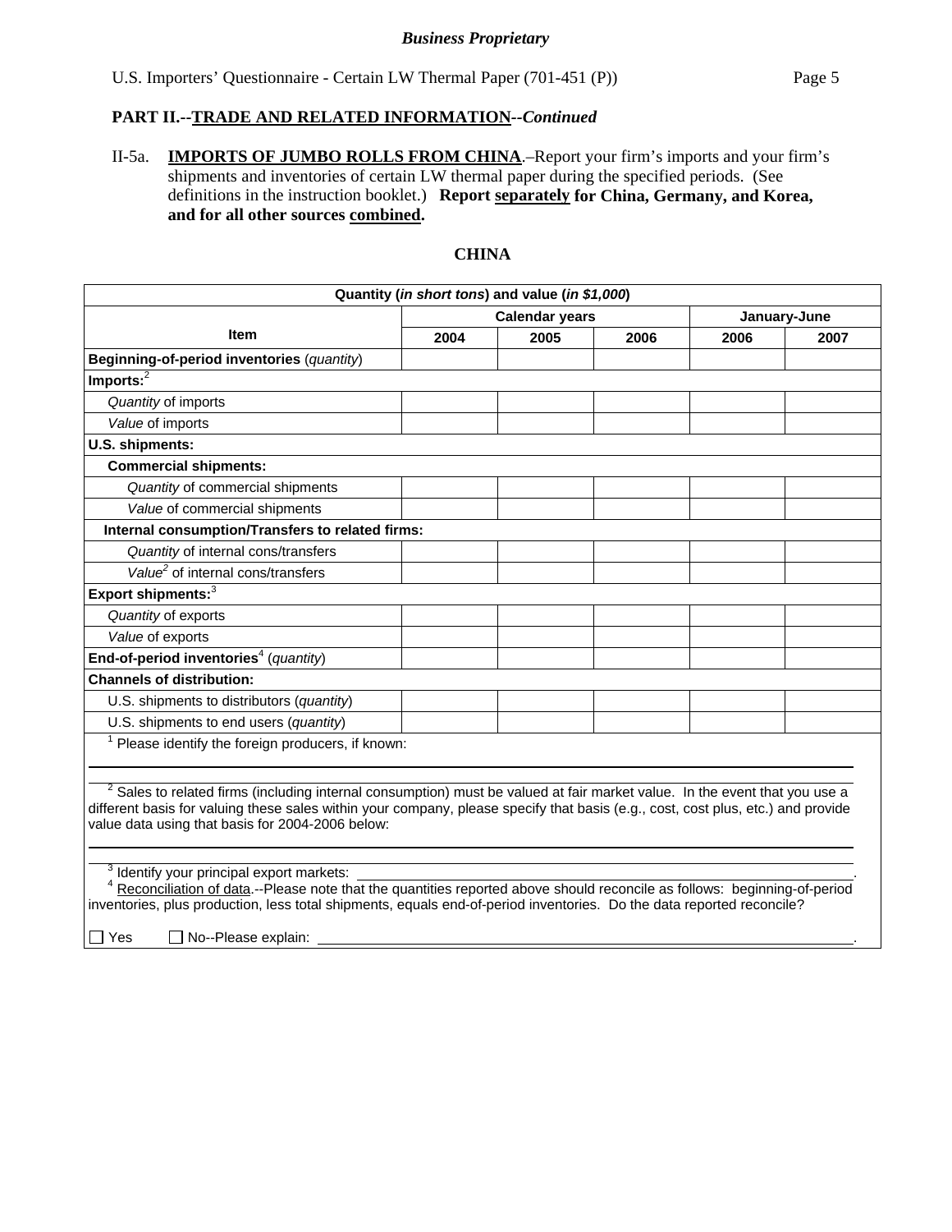*Business Proprietary*

U.S. Importers' Questionnaire - Certain LW Thermal Paper (701-451 (P))

## PART II.--TRADE AND RELATED INFORMATION--*Continued*

II-5a. **IMPORTS OF JUMBO ROLLS FROM CHINA**.–Report your firm's imports and your firm's shipments and inventories of certain LW thermal paper during the specified periods. (See definitions in the instruction booklet.) **Report separately for China, Germany, and Korea, and for all other sources combined.**

**CHINA**

| Quantity (*in short tons*) and value (*in $1,000*) | | | | | |
|---|---|---|---|---|---|
| **Item** | **Calendar years** | | | **January-June** | |
| | **2004** | **2005** | **2006** | **2006** | **2007** |
| **Beginning-of-period inventories** (*quantity*) | | | | | |
| **Imports:**[2] | | | | | |
| *Quantity* of imports | | | | | |
| *Value* of imports | | | | | |
| **U.S. shipments:** | | | | | |
| **Commercial shipments:** | | | | | |
| *Quantity* of commercial shipments | | | | | |
| *Value* of commercial shipments | | | | | |
| **Internal consumption/Transfers to related firms:** | | | | | |
| *Quantity* of internal cons/transfers | | | | | |
| *Value*[2] of internal cons/transfers | | | | | |
| **Export shipments:**[3] | | | | | |
| *Quantity* of exports | | | | | |
| *Value* of exports | | | | | |
| **End-of-period inventories**[4] (*quantity*) | | | | | |
| **Channels of distribution:** | | | | | |
| U.S. shipments to distributors (*quantity*) | | | | | |
| U.S. shipments to end users (*quantity*) | | | | | |

[1] Please identify the foreign producers, if known:

______________________________________________________________________

[2] Sales to related firms (including internal consumption) must be valued at fair market value. In the event that you use a different basis for valuing these sales within your company, please specify that basis (e.g., cost, cost plus, etc.) and provide value data using that basis for 2004-2006 below:

______________________________________________________________________

[3] Identify your principal export markets: ______________________________.

[4] Reconciliation of data.--Please note that the quantities reported above should reconcile as follows: beginning-of-period inventories, plus production, less total shipments, equals end-of-period inventories. Do the data reported reconcile?

☐ Yes ☐ No--Please explain: ______________________________.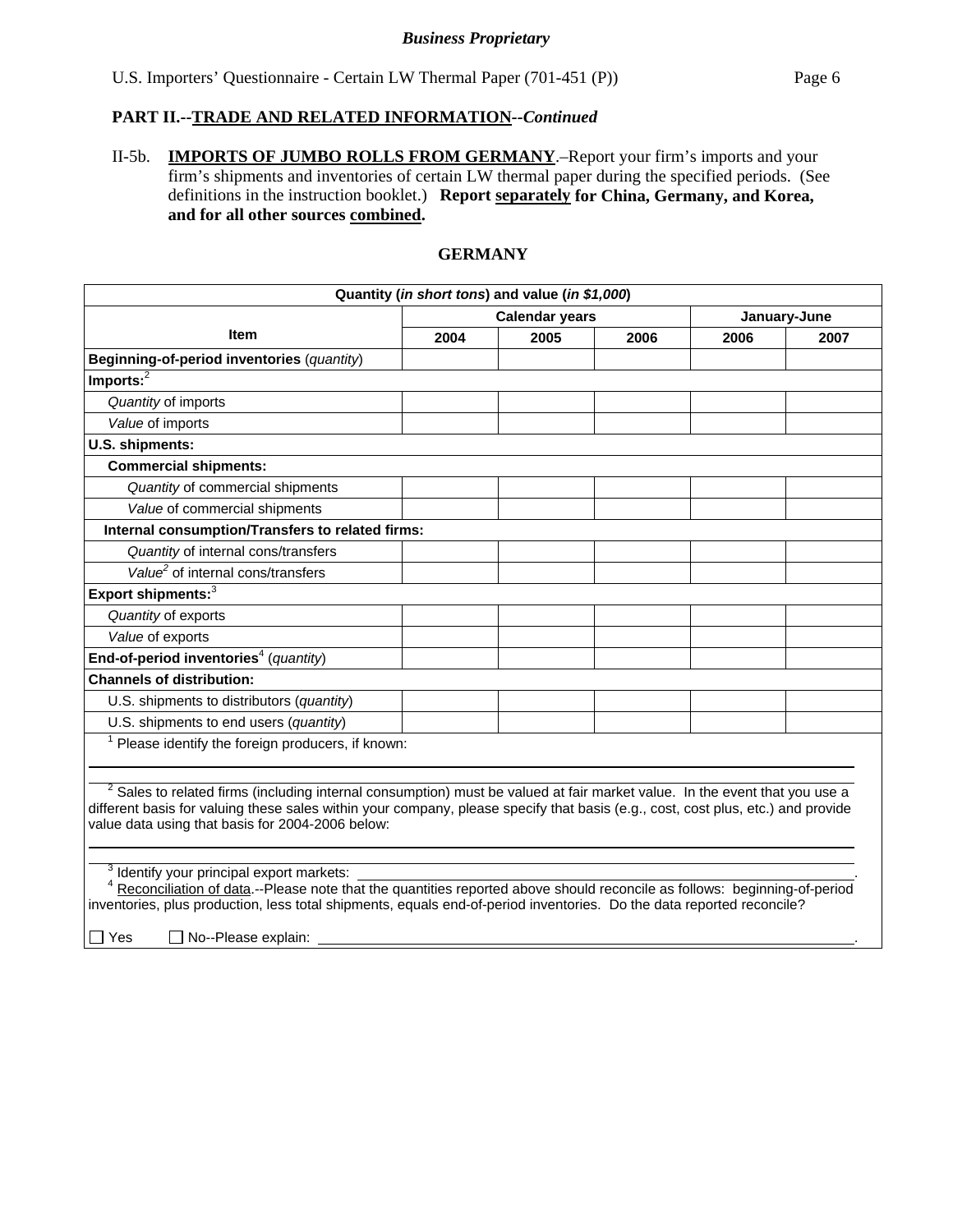*Business Proprietary*

U.S. Importers' Questionnaire - Certain LW Thermal Paper (701-451 (P))

**PART II.--TRADE AND RELATED INFORMATION--*Continued***

II-5b. **IMPORTS OF JUMBO ROLLS FROM GERMANY**.–Report your firm's imports and your firm's shipments and inventories of certain LW thermal paper during the specified periods. (See definitions in the instruction booklet.) **Report separately for China, Germany, and Korea, and for all other sources combined.**

**GERMANY**

| Quantity (*in short tons*) and value (*in $1,000*) | | | | | |
|---|---|---|---|---|---|
| Item | Calendar years | | | January-June | |
| | 2004 | 2005 | 2006 | 2006 | 2007 |
| **Beginning-of-period inventories** (*quantity*) | | | | | |
| **Imports:**[2] | | | | | |
| *Quantity* of imports | | | | | |
| *Value* of imports | | | | | |
| **U.S. shipments:** | | | | | |
| **Commercial shipments:** | | | | | |
| *Quantity* of commercial shipments | | | | | |
| *Value* of commercial shipments | | | | | |
| **Internal consumption/Transfers to related firms:** | | | | | |
| *Quantity* of internal cons/transfers | | | | | |
| *Value*[2] of internal cons/transfers | | | | | |
| **Export shipments:**[3] | | | | | |
| *Quantity* of exports | | | | | |
| *Value* of exports | | | | | |
| **End-of-period inventories**[4] (*quantity*) | | | | | |
| **Channels of distribution:** | | | | | |
| U.S. shipments to distributors (*quantity*) | | | | | |
| U.S. shipments to end users (*quantity*) | | | | | |

[1] Please identify the foreign producers, if known: ______________________________

[2] Sales to related firms (including internal consumption) must be valued at fair market value. In the event that you use a different basis for valuing these sales within your company, please specify that basis (e.g., cost, cost plus, etc.) and provide value data using that basis for 2004-2006 below:

______________________________

[3] Identify your principal export markets: ______________________________.

[4] Reconciliation of data.--Please note that the quantities reported above should reconcile as follows: beginning-of-period inventories, plus production, less total shipments, equals end-of-period inventories. Do the data reported reconcile?

☐ Yes ☐ No--Please explain: ______________________________.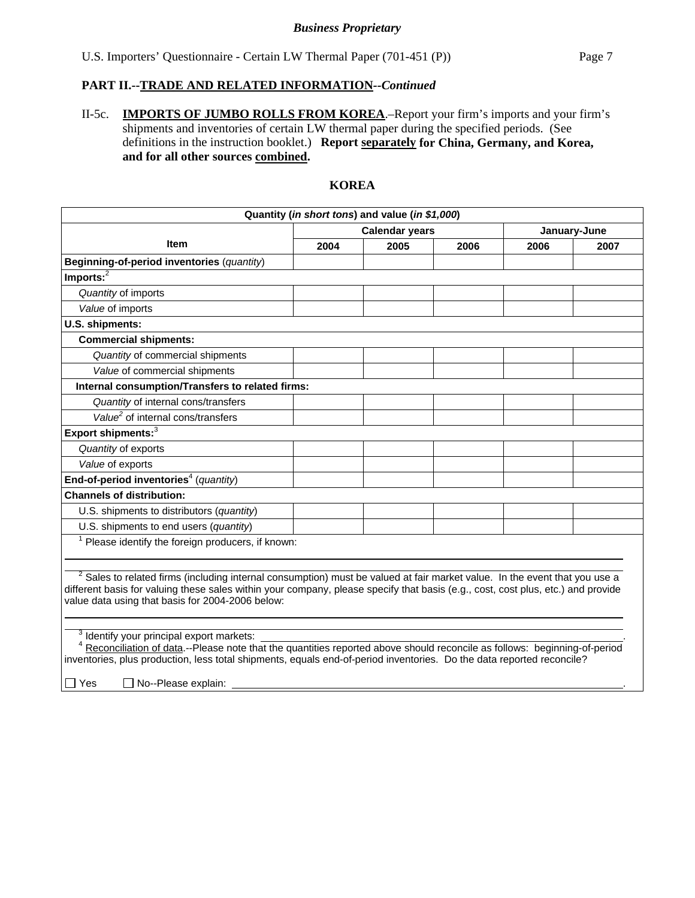**Business Proprietary**

U.S. Importers' Questionnaire - Certain LW Thermal Paper (701-451 (P))

**PART II.--TRADE AND RELATED INFORMATION--*Continued***

II-5c. **IMPORTS OF JUMBO ROLLS FROM KOREA**.–Report your firm's imports and your firm's shipments and inventories of certain LW thermal paper during the specified periods. (See definitions in the instruction booklet.) **Report separately for China, Germany, and Korea, and for all other sources combined.**

**KOREA**

| Quantity (*in short tons*) and value (*in $1,000*) | | | | | |
|---|---|---|---|---|---|
| **Item** | **Calendar years** | | | **January-June** | |
| | **2004** | **2005** | **2006** | **2006** | **2007** |
| **Beginning-of-period inventories** (*quantity*) | | | | | |
| **Imports:**[2] | | | | | |
| *Quantity* of imports | | | | | |
| *Value* of imports | | | | | |
| **U.S. shipments:** | | | | | |
| **Commercial shipments:** | | | | | |
| *Quantity* of commercial shipments | | | | | |
| *Value* of commercial shipments | | | | | |
| **Internal consumption/Transfers to related firms:** | | | | | |
| *Quantity* of internal cons/transfers | | | | | |
| *Value*[2] of internal cons/transfers | | | | | |
| **Export shipments:**[3] | | | | | |
| *Quantity* of exports | | | | | |
| *Value* of exports | | | | | |
| **End-of-period inventories**[4] (*quantity*) | | | | | |
| **Channels of distribution:** | | | | | |
| U.S. shipments to distributors (*quantity*) | | | | | |
| U.S. shipments to end users (*quantity*) | | | | | |

[1] Please identify the foreign producers, if known: \_\_\_\_\_\_\_\_\_\_\_\_\_\_\_\_

[2] Sales to related firms (including internal consumption) must be valued at fair market value. In the event that you use a different basis for valuing these sales within your company, please specify that basis (e.g., cost, cost plus, etc.) and provide value data using that basis for 2004-2006 below: \_\_\_\_\_\_\_\_\_\_\_\_\_\_\_\_

[3] Identify your principal export markets: \_\_\_\_\_\_\_\_\_\_\_\_\_\_\_\_.

[4] Reconciliation of data.--Please note that the quantities reported above should reconcile as follows: beginning-of-period inventories, plus production, less total shipments, equals end-of-period inventories. Do the data reported reconcile?

☐ Yes ☐ No--Please explain: \_\_\_\_\_\_\_\_\_\_\_\_\_\_\_\_.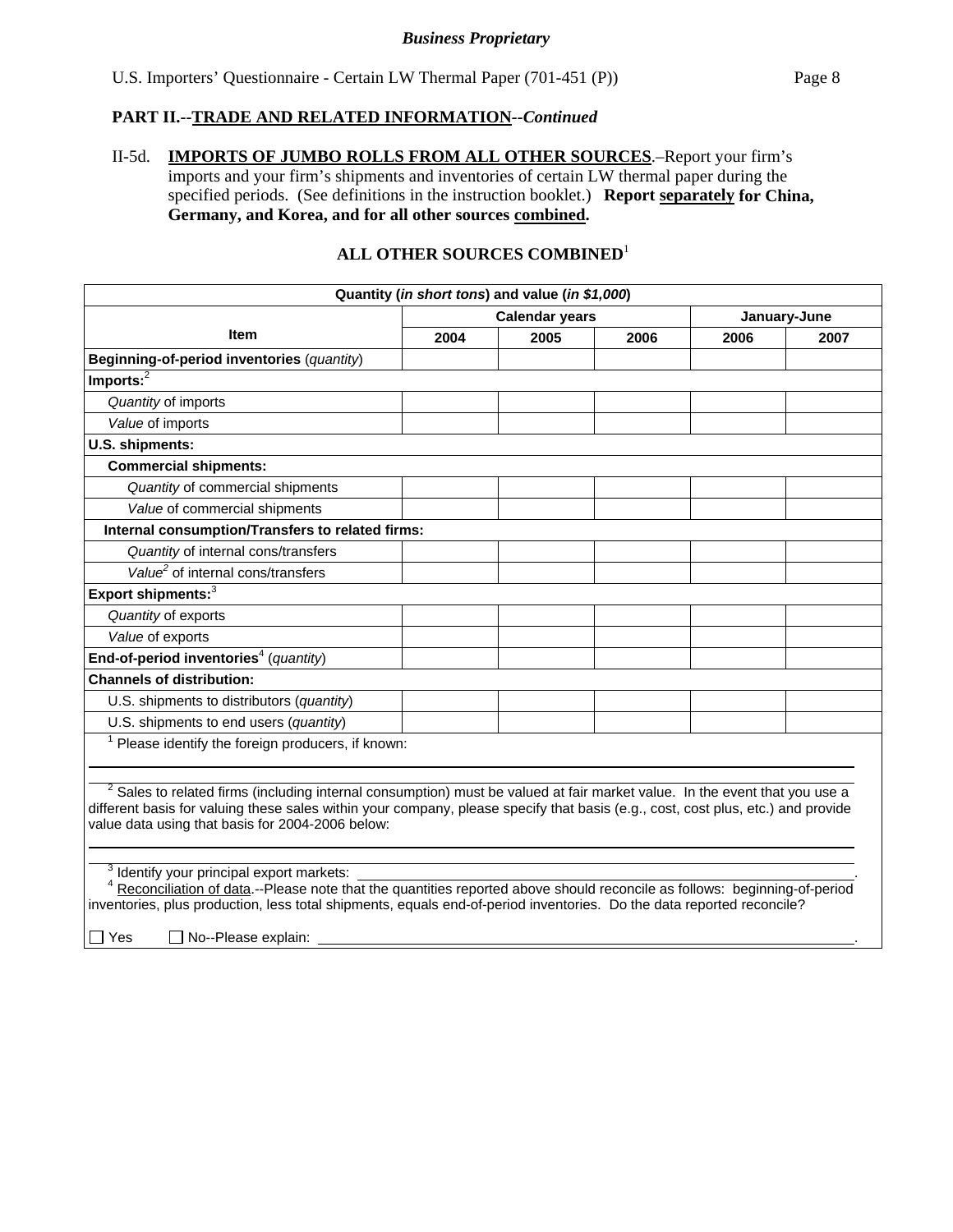**Business Proprietary**

U.S. Importers' Questionnaire - Certain LW Thermal Paper (701-451 (P))

**PART II.--TRADE AND RELATED INFORMATION--*Continued***

II-5d. **IMPORTS OF JUMBO ROLLS FROM ALL OTHER SOURCES**.–Report your firm's imports and your firm's shipments and inventories of certain LW thermal paper during the specified periods. (See definitions in the instruction booklet.) **Report separately for China, Germany, and Korea, and for all other sources combined.**

**ALL OTHER SOURCES COMBINED**[1]

| Quantity (*in short tons*) and value (*in $1,000*) | | | | | |
|---|---|---|---|---|---|
| **Item** | **Calendar years** | | | **January-June** | |
| | **2004** | **2005** | **2006** | **2006** | **2007** |
| **Beginning-of-period inventories** (*quantity*) | | | | | |
| **Imports:**[2] | | | | | |
| *Quantity* of imports | | | | | |
| *Value* of imports | | | | | |
| **U.S. shipments:** | | | | | |
| **Commercial shipments:** | | | | | |
| *Quantity* of commercial shipments | | | | | |
| *Value* of commercial shipments | | | | | |
| **Internal consumption/Transfers to related firms:** | | | | | |
| *Quantity* of internal cons/transfers | | | | | |
| *Value*[2] of internal cons/transfers | | | | | |
| **Export shipments:**[3] | | | | | |
| *Quantity* of exports | | | | | |
| *Value* of exports | | | | | |
| **End-of-period inventories**[4] (*quantity*) | | | | | |
| **Channels of distribution:** | | | | | |
| U.S. shipments to distributors (*quantity*) | | | | | |
| U.S. shipments to end users (*quantity*) | | | | | |

[1] Please identify the foreign producers, if known:

[2] Sales to related firms (including internal consumption) must be valued at fair market value. In the event that you use a different basis for valuing these sales within your company, please specify that basis (e.g., cost, cost plus, etc.) and provide value data using that basis for 2004-2006 below:

[3] Identify your principal export markets: ______.

[4] Reconciliation of data.--Please note that the quantities reported above should reconcile as follows: beginning-of-period inventories, plus production, less total shipments, equals end-of-period inventories. Do the data reported reconcile?

☐ Yes ☐ No--Please explain: ______.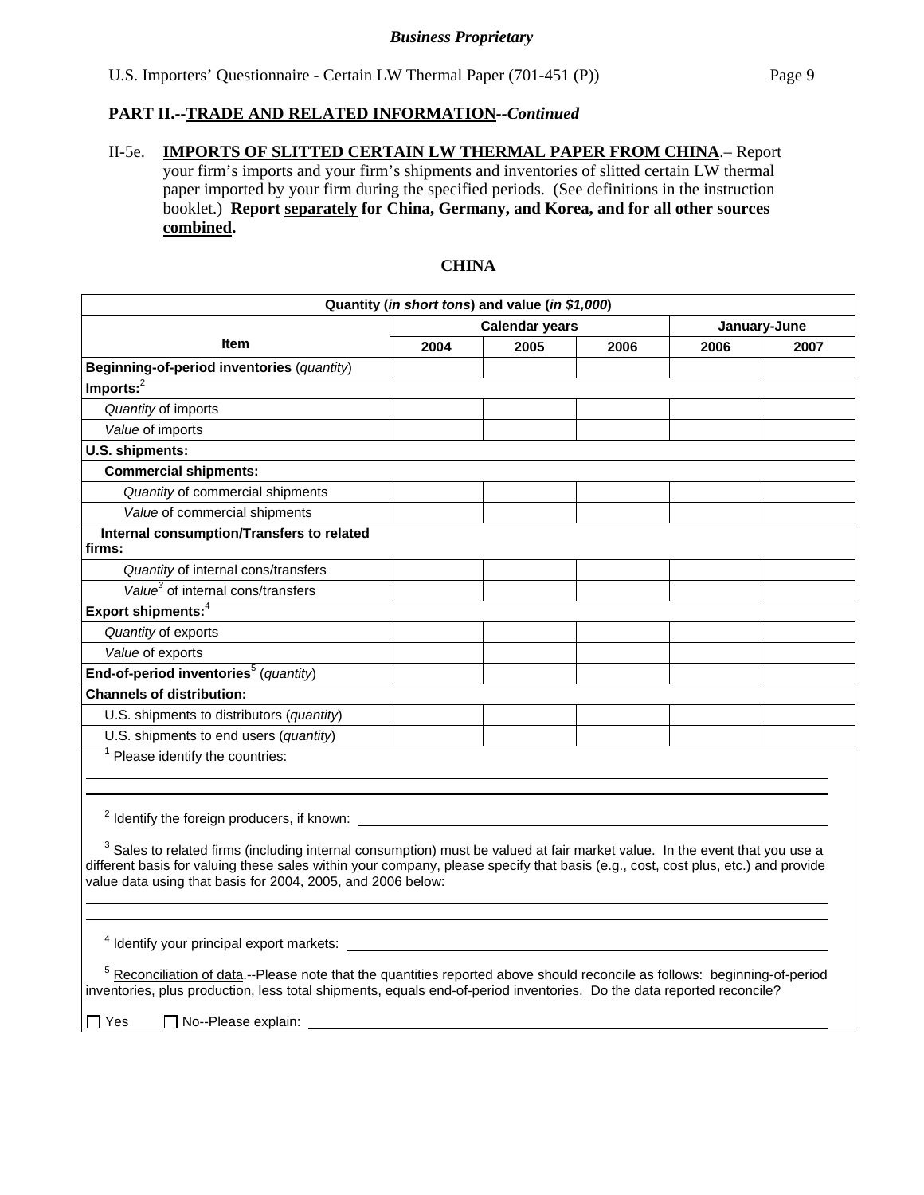*Business Proprietary*

U.S. Importers' Questionnaire - Certain LW Thermal Paper (701-451 (P))

**PART II.--TRADE AND RELATED INFORMATION--*Continued***

II-5e. **IMPORTS OF SLITTED CERTAIN LW THERMAL PAPER FROM CHINA**.– Report your firm's imports and your firm's shipments and inventories of slitted certain LW thermal paper imported by your firm during the specified periods. (See definitions in the instruction booklet.) **Report separately for China, Germany, and Korea, and for all other sources combined.**

**CHINA**

| Quantity (*in short tons*) and value (*in $1,000*) | | | | | |
|---|---|---|---|---|---|
| Item | Calendar years | | | January-June | |
| | 2004 | 2005 | 2006 | 2006 | 2007 |
| **Beginning-of-period inventories** (*quantity*) | | | | | |
| **Imports:**[2] | | | | | |
| *Quantity* of imports | | | | | |
| *Value* of imports | | | | | |
| **U.S. shipments:** | | | | | |
| **Commercial shipments:** | | | | | |
| *Quantity* of commercial shipments | | | | | |
| *Value* of commercial shipments | | | | | |
| **Internal consumption/Transfers to related firms:** | | | | | |
| *Quantity* of internal cons/transfers | | | | | |
| *Value*[3] of internal cons/transfers | | | | | |
| **Export shipments:**[4] | | | | | |
| *Quantity* of exports | | | | | |
| *Value* of exports | | | | | |
| **End-of-period inventories**[5] (*quantity*) | | | | | |
| **Channels of distribution:** | | | | | |
| U.S. shipments to distributors (*quantity*) | | | | | |
| U.S. shipments to end users (*quantity*) | | | | | |

[1] Please identify the countries: ______________________________

[2] Identify the foreign producers, if known: ______________________________

[3] Sales to related firms (including internal consumption) must be valued at fair market value. In the event that you use a different basis for valuing these sales within your company, please specify that basis (e.g., cost, cost plus, etc.) and provide value data using that basis for 2004, 2005, and 2006 below:

______________________________

[4] Identify your principal export markets: ______________________________

[5] Reconciliation of data.--Please note that the quantities reported above should reconcile as follows: beginning-of-period inventories, plus production, less total shipments, equals end-of-period inventories. Do the data reported reconcile?

☐ Yes ☐ No--Please explain: ______________________________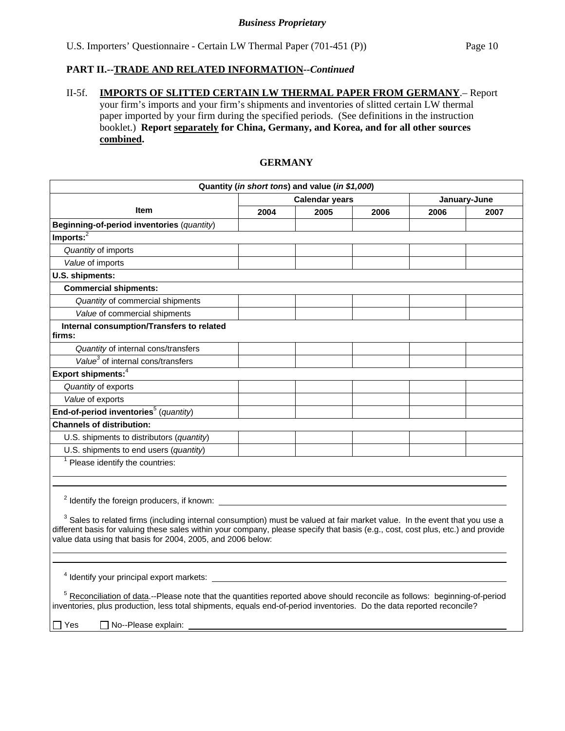*Business Proprietary*

**PART II.--TRADE AND RELATED INFORMATION--*Continued***

II-5f. **IMPORTS OF SLITTED CERTAIN LW THERMAL PAPER FROM GERMANY**.– Report your firm's imports and your firm's shipments and inventories of slitted certain LW thermal paper imported by your firm during the specified periods. (See definitions in the instruction booklet.) **Report separately for China, Germany, and Korea, and for all other sources combined.**

**GERMANY**

| Quantity (*in short tons*) and value (*in $1,000*) | | | | | |
|---|---|---|---|---|---|
| **Item** | **Calendar years** | | | **January-June** | |
| | **2004** | **2005** | **2006** | **2006** | **2007** |
| **Beginning-of-period inventories** (*quantity*) | | | | | |
| **Imports:**[2] | | | | | |
| *Quantity* of imports | | | | | |
| *Value* of imports | | | | | |
| **U.S. shipments:** | | | | | |
| **Commercial shipments:** | | | | | |
| *Quantity* of commercial shipments | | | | | |
| *Value* of commercial shipments | | | | | |
| **Internal consumption/Transfers to related firms:** | | | | | |
| *Quantity* of internal cons/transfers | | | | | |
| *Value*[3] of internal cons/transfers | | | | | |
| **Export shipments:**[4] | | | | | |
| *Quantity* of exports | | | | | |
| *Value* of exports | | | | | |
| **End-of-period inventories**[5] (*quantity*) | | | | | |
| **Channels of distribution:** | | | | | |
| U.S. shipments to distributors (*quantity*) | | | | | |
| U.S. shipments to end users (*quantity*) | | | | | |

[1] Please identify the countries: ______________________________

[2] Identify the foreign producers, if known: ______________________________

[3] Sales to related firms (including internal consumption) must be valued at fair market value. In the event that you use a different basis for valuing these sales within your company, please specify that basis (e.g., cost, cost plus, etc.) and provide value data using that basis for 2004, 2005, and 2006 below:

______________________________

[4] Identify your principal export markets: ______________________________

[5] Reconciliation of data.--Please note that the quantities reported above should reconcile as follows: beginning-of-period inventories, plus production, less total shipments, equals end-of-period inventories. Do the data reported reconcile?

☐ Yes ☐ No--Please explain: ______________________________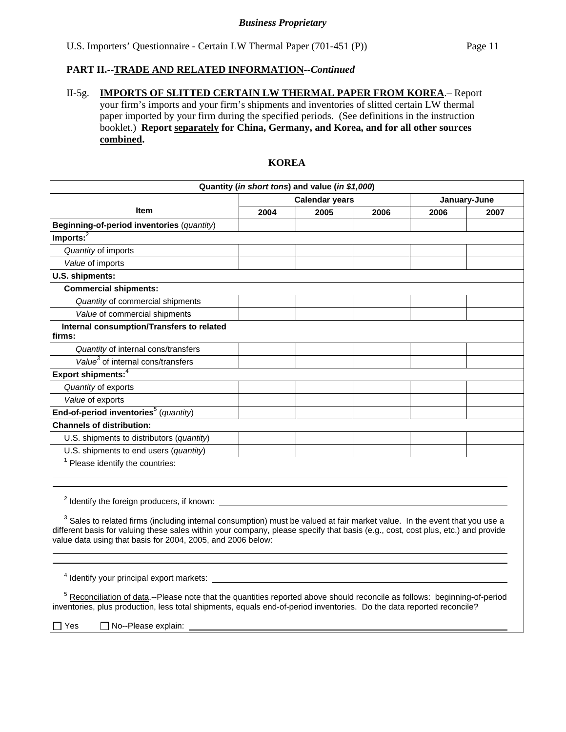**Business Proprietary**

U.S. Importers' Questionnaire - Certain LW Thermal Paper (701-451 (P))

**PART II.--TRADE AND RELATED INFORMATION--*Continued***

II-5g. **IMPORTS OF SLITTED CERTAIN LW THERMAL PAPER FROM KOREA**.– Report your firm's imports and your firm's shipments and inventories of slitted certain LW thermal paper imported by your firm during the specified periods. (See definitions in the instruction booklet.) **Report separately for China, Germany, and Korea, and for all other sources combined.**

**KOREA**

| Quantity (*in short tons*) and value (*in $1,000*) | | | | | |
|---|---|---|---|---|---|
| Item | Calendar years | | | January-June | |
| | 2004 | 2005 | 2006 | 2006 | 2007 |
| **Beginning-of-period inventories** (*quantity*) | | | | | |
| **Imports:**[2] | | | | | |
| *Quantity* of imports | | | | | |
| *Value* of imports | | | | | |
| **U.S. shipments:** | | | | | |
| **Commercial shipments:** | | | | | |
| *Quantity* of commercial shipments | | | | | |
| *Value* of commercial shipments | | | | | |
| **Internal consumption/Transfers to related firms:** | | | | | |
| *Quantity* of internal cons/transfers | | | | | |
| *Value*[3] of internal cons/transfers | | | | | |
| **Export shipments:**[4] | | | | | |
| *Quantity* of exports | | | | | |
| *Value* of exports | | | | | |
| **End-of-period inventories**[5] (*quantity*) | | | | | |
| **Channels of distribution:** | | | | | |
| U.S. shipments to distributors (*quantity*) | | | | | |
| U.S. shipments to end users (*quantity*) | | | | | |

[1] Please identify the countries: ____________________

[2] Identify the foreign producers, if known: ____________________

[3] Sales to related firms (including internal consumption) must be valued at fair market value. In the event that you use a different basis for valuing these sales within your company, please specify that basis (e.g., cost, cost plus, etc.) and provide value data using that basis for 2004, 2005, and 2006 below:

____________________

[4] Identify your principal export markets: ____________________

[5] Reconciliation of data.--Please note that the quantities reported above should reconcile as follows: beginning-of-period inventories, plus production, less total shipments, equals end-of-period inventories. Do the data reported reconcile?

☐ Yes ☐ No--Please explain: ____________________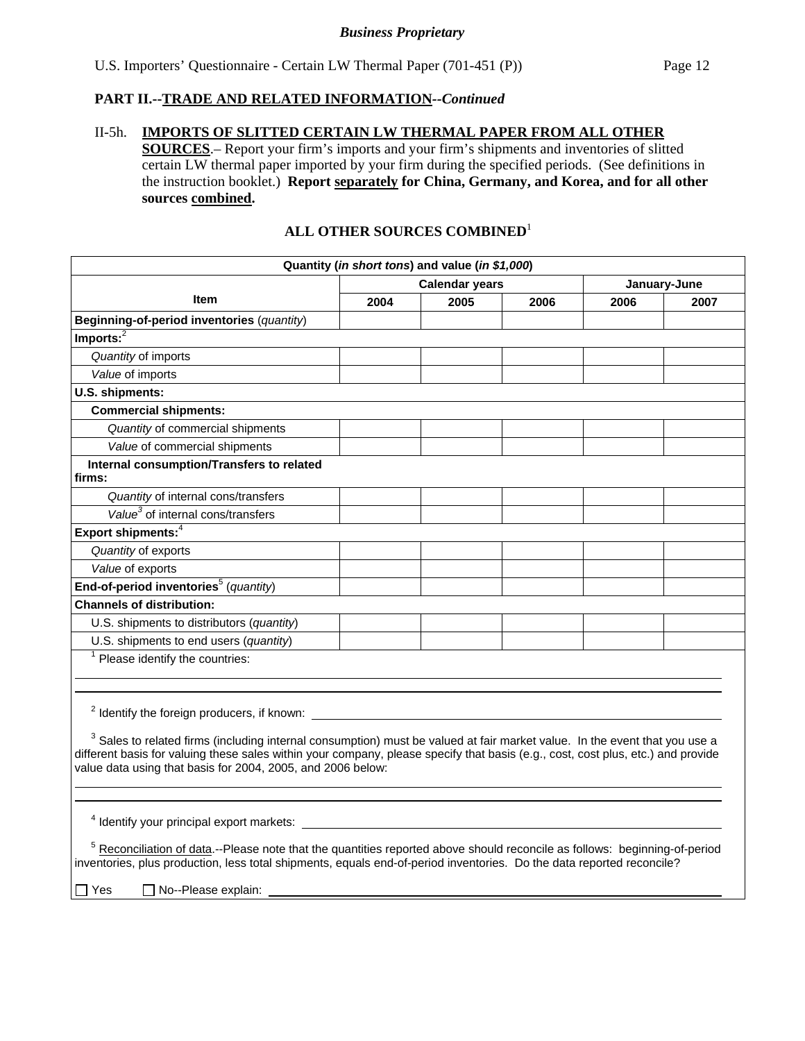*Business Proprietary*

U.S. Importers' Questionnaire - Certain LW Thermal Paper (701-451 (P))

## PART II.--TRADE AND RELATED INFORMATION--*Continued*

II-5h. **IMPORTS OF SLITTED CERTAIN LW THERMAL PAPER FROM ALL OTHER SOURCES**.– Report your firm's imports and your firm's shipments and inventories of slitted certain LW thermal paper imported by your firm during the specified periods. (See definitions in the instruction booklet.) **Report separately for China, Germany, and Korea, and for all other sources combined.**

### ALL OTHER SOURCES COMBINED[1]

| Quantity (*in short tons*) and value (*in $1,000*) | | | | | |
|---|---|---|---|---|---|
| Item | Calendar years | | | January-June | |
| | 2004 | 2005 | 2006 | 2006 | 2007 |
| **Beginning-of-period inventories** (*quantity*) | | | | | |
| **Imports:**[2] | | | | | |
| *Quantity* of imports | | | | | |
| *Value* of imports | | | | | |
| **U.S. shipments:** | | | | | |
| **Commercial shipments:** | | | | | |
| *Quantity* of commercial shipments | | | | | |
| *Value* of commercial shipments | | | | | |
| **Internal consumption/Transfers to related firms:** | | | | | |
| *Quantity* of internal cons/transfers | | | | | |
| *Value*[3] of internal cons/transfers | | | | | |
| **Export shipments:**[4] | | | | | |
| *Quantity* of exports | | | | | |
| *Value* of exports | | | | | |
| **End-of-period inventories**[5] (*quantity*) | | | | | |
| **Channels of distribution:** | | | | | |
| U.S. shipments to distributors (*quantity*) | | | | | |
| U.S. shipments to end users (*quantity*) | | | | | |

[1] Please identify the countries:

[2] Identify the foreign producers, if known:

[3] Sales to related firms (including internal consumption) must be valued at fair market value. In the event that you use a different basis for valuing these sales within your company, please specify that basis (e.g., cost, cost plus, etc.) and provide value data using that basis for 2004, 2005, and 2006 below:

[4] Identify your principal export markets:

[5] Reconciliation of data.--Please note that the quantities reported above should reconcile as follows: beginning-of-period inventories, plus production, less total shipments, equals end-of-period inventories. Do the data reported reconcile?

☐ Yes ☐ No--Please explain: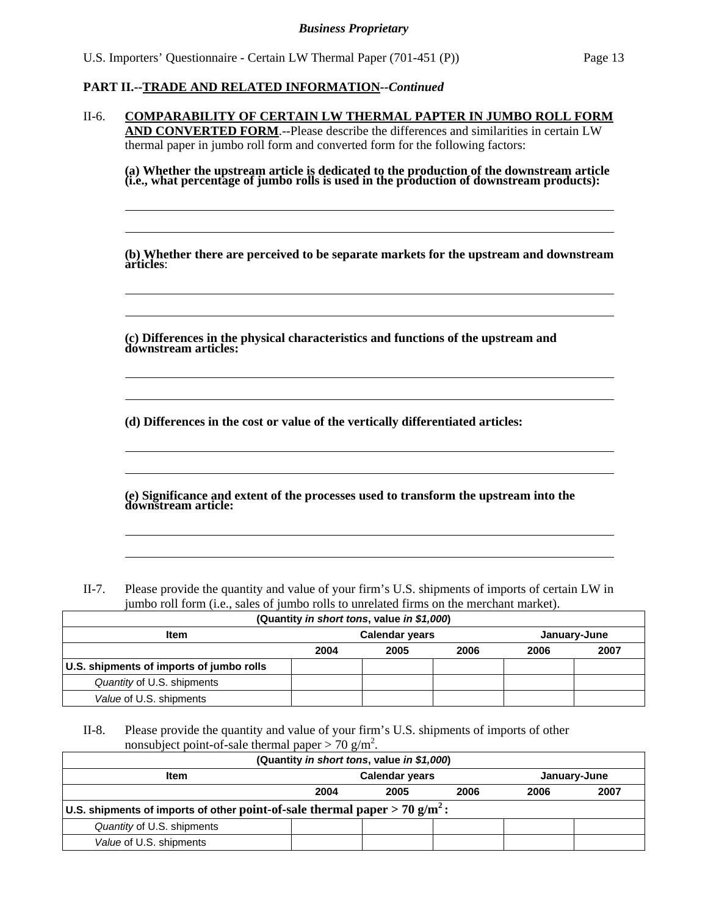**Business Proprietary**

**PART II.--TRADE AND RELATED INFORMATION--*Continued***

II-6. **COMPARABILITY OF CERTAIN LW THERMAL PAPTER IN JUMBO ROLL FORM AND CONVERTED FORM**.--Please describe the differences and similarities in certain LW thermal paper in jumbo roll form and converted form for the following factors:

**(a) Whether the upstream article is dedicated to the production of the downstream article (i.e., what percentage of jumbo rolls is used in the production of downstream products):**

______________________________________________________________________

______________________________________________________________________

**(b) Whether there are perceived to be separate markets for the upstream and downstream articles**:

______________________________________________________________________

______________________________________________________________________

**(c) Differences in the physical characteristics and functions of the upstream and downstream articles:**

______________________________________________________________________

______________________________________________________________________

**(d) Differences in the cost or value of the vertically differentiated articles:**

______________________________________________________________________

______________________________________________________________________

**(e) Significance and extent of the processes used to transform the upstream into the downstream article:**

______________________________________________________________________

______________________________________________________________________

II-7. Please provide the quantity and value of your firm's U.S. shipments of imports of certain LW in jumbo roll form (i.e., sales of jumbo rolls to unrelated firms on the merchant market).

| (Quantity *in short tons*, value *in $1,000*) | | | | | |
|---|---|---|---|---|---|
| **Item** | **Calendar years** | | | **January-June** | |
| | **2004** | **2005** | **2006** | **2006** | **2007** |
| **U.S. shipments of imports of jumbo rolls** | | | | | |
| *Quantity* of U.S. shipments | | | | | |
| *Value* of U.S. shipments | | | | | |

II-8. Please provide the quantity and value of your firm's U.S. shipments of imports of other nonsubject point-of-sale thermal paper > 70 $g/m^2$.

| (Quantity *in short tons*, value *in $1,000*) | | | | | |
|---|---|---|---|---|---|
| **Item** | **Calendar years** | | | **January-June** | |
| | **2004** | **2005** | **2006** | **2006** | **2007** |
| **U.S. shipments of imports of other point-of-sale thermal paper > 70 $g/m^2$:** | | | | | |
| *Quantity* of U.S. shipments | | | | | |
| *Value* of U.S. shipments | | | | | |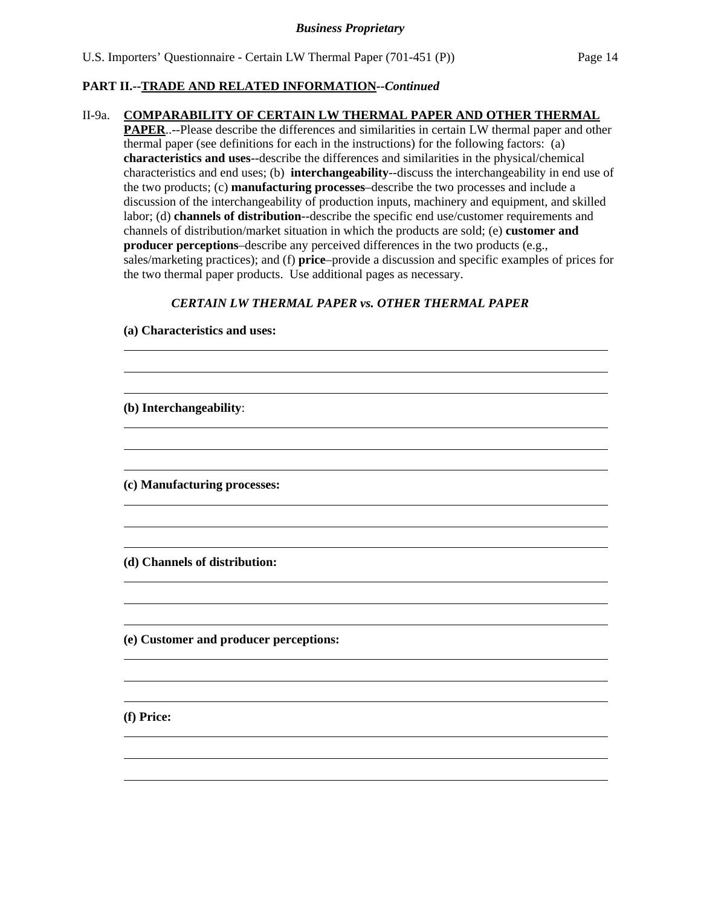**PART II.--TRADE AND RELATED INFORMATION--*Continued***

II-9a. **COMPARABILITY OF CERTAIN LW THERMAL PAPER AND OTHER THERMAL PAPER**..--Please describe the differences and similarities in certain LW thermal paper and other thermal paper (see definitions for each in the instructions) for the following factors: (a) **characteristics and uses**--describe the differences and similarities in the physical/chemical characteristics and end uses; (b) **interchangeability**--discuss the interchangeability in end use of the two products; (c) **manufacturing processes**–describe the two processes and include a discussion of the interchangeability of production inputs, machinery and equipment, and skilled labor; (d) **channels of distribution**--describe the specific end use/customer requirements and channels of distribution/market situation in which the products are sold; (e) **customer and producer perceptions**–describe any perceived differences in the two products (e.g., sales/marketing practices); and (f) **price**–provide a discussion and specific examples of prices for the two thermal paper products. Use additional pages as necessary.

***CERTAIN LW THERMAL PAPER vs. OTHER THERMAL PAPER***

**(a) Characteristics and uses:**

______________________________________________________________________

______________________________________________________________________

______________________________________________________________________

**(b) Interchangeability**:

______________________________________________________________________

______________________________________________________________________

______________________________________________________________________

**(c) Manufacturing processes:**

______________________________________________________________________

______________________________________________________________________

______________________________________________________________________

**(d) Channels of distribution:**

______________________________________________________________________

______________________________________________________________________

______________________________________________________________________

**(e) Customer and producer perceptions:**

______________________________________________________________________

______________________________________________________________________

______________________________________________________________________

**(f) Price:**

______________________________________________________________________

______________________________________________________________________

______________________________________________________________________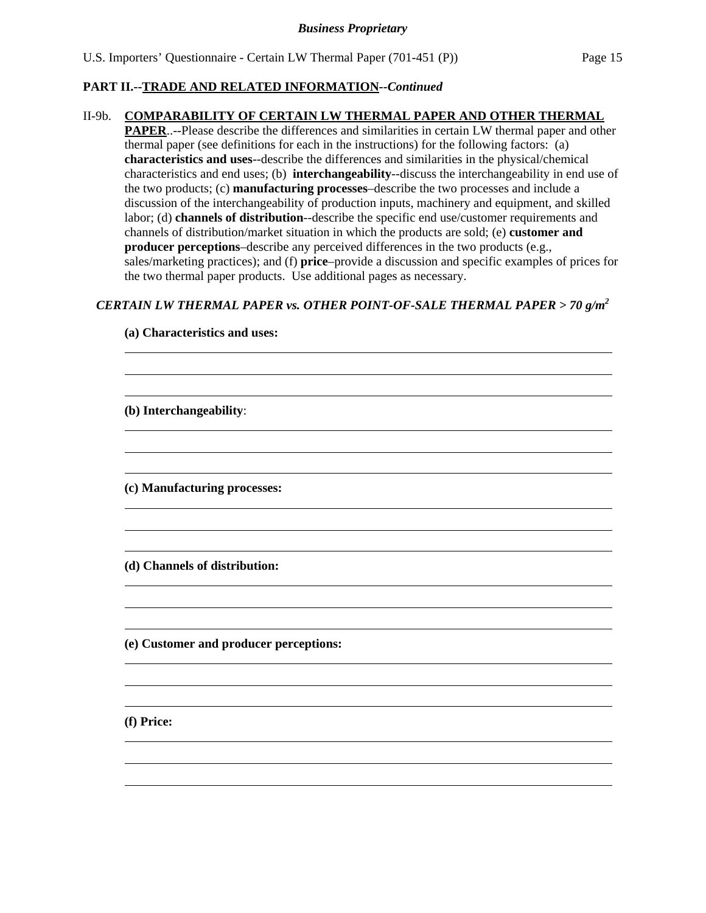**PART II.--TRADE AND RELATED INFORMATION--*Continued***

II-9b. **COMPARABILITY OF CERTAIN LW THERMAL PAPER AND OTHER THERMAL PAPER**..--Please describe the differences and similarities in certain LW thermal paper and other thermal paper (see definitions for each in the instructions) for the following factors: (a) **characteristics and uses**--describe the differences and similarities in the physical/chemical characteristics and end uses; (b) **interchangeability**--discuss the interchangeability in end use of the two products; (c) **manufacturing processes**–describe the two processes and include a discussion of the interchangeability of production inputs, machinery and equipment, and skilled labor; (d) **channels of distribution**--describe the specific end use/customer requirements and channels of distribution/market situation in which the products are sold; (e) **customer and producer perceptions**–describe any perceived differences in the two products (e.g., sales/marketing practices); and (f) **price**–provide a discussion and specific examples of prices for the two thermal paper products. Use additional pages as necessary.

***CERTAIN LW THERMAL PAPER vs. OTHER POINT-OF-SALE THERMAL PAPER > 70 g/m$^2$***

**(a) Characteristics and uses:**

**(b) Interchangeability**:

**(c) Manufacturing processes:**

**(d) Channels of distribution:**

**(e) Customer and producer perceptions:**

**(f) Price:**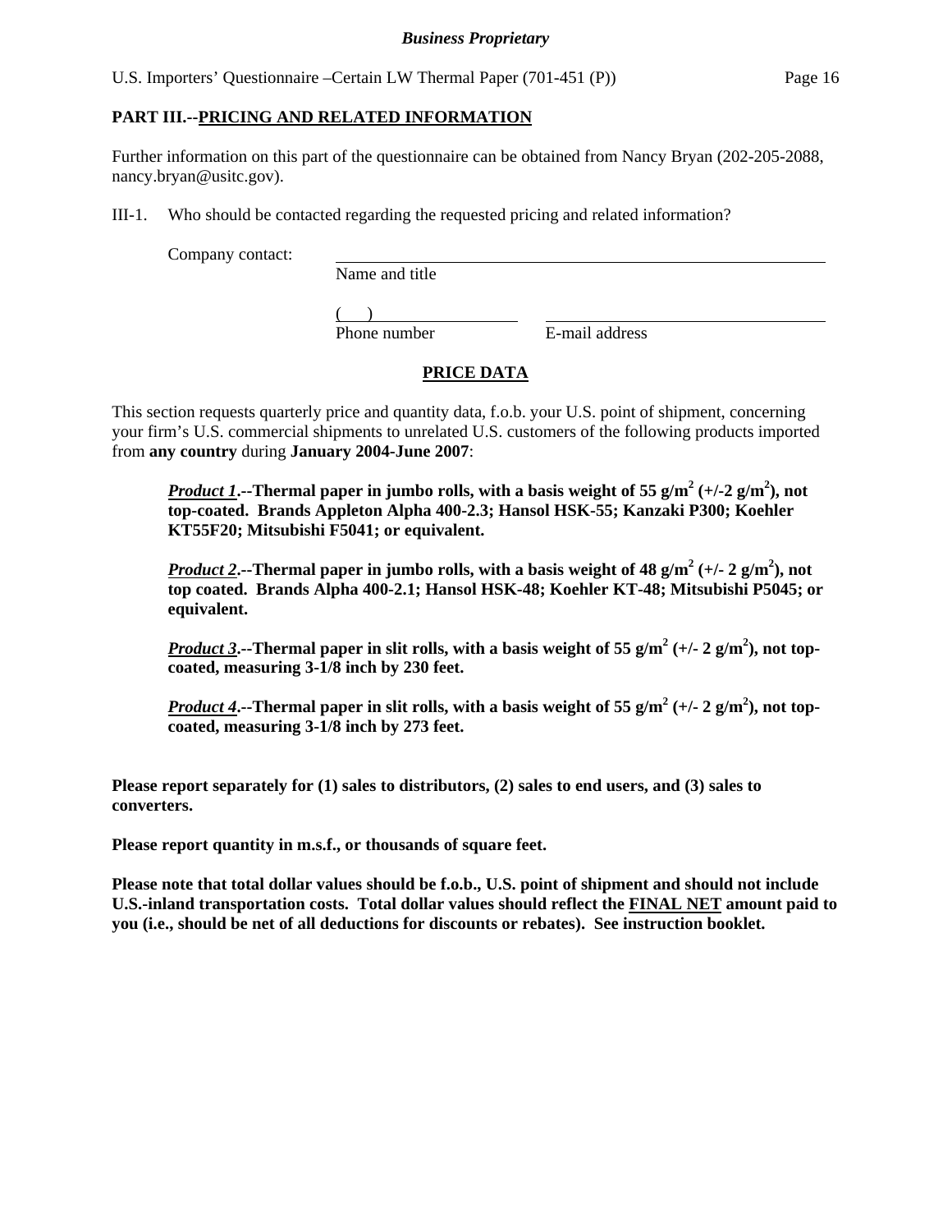## PART III.--PRICING AND RELATED INFORMATION

Further information on this part of the questionnaire can be obtained from Nancy Bryan (202-205-2088, nancy.bryan@usitc.gov).

III-1. Who should be contacted regarding the requested pricing and related information?

Company contact: ______________________________
Name and title

(    ) ____________________ ______________________________
Phone number E-mail address

### PRICE DATA

This section requests quarterly price and quantity data, f.o.b. your U.S. point of shipment, concerning your firm's U.S. commercial shipments to unrelated U.S. customers of the following products imported from **any country** during **January 2004-June 2007**:

> ***Product 1*.--Thermal paper in jumbo rolls, with a basis weight of 55 g/$m^2$ (+/-2 g/$m^2$), not top-coated. Brands Appleton Alpha 400-2.3; Hansol HSK-55; Kanzaki P300; Koehler KT55F20; Mitsubishi F5041; or equivalent.**
>
> ***Product 2*.--Thermal paper in jumbo rolls, with a basis weight of 48 g/$m^2$ (+/- 2 g/$m^2$), not top coated. Brands Alpha 400-2.1; Hansol HSK-48; Koehler KT-48; Mitsubishi P5045; or equivalent.**
>
> ***Product 3*.--Thermal paper in slit rolls, with a basis weight of 55 g/$m^2$ (+/- 2 g/$m^2$), not top-coated, measuring 3-1/8 inch by 230 feet.**
>
> ***Product 4*.--Thermal paper in slit rolls, with a basis weight of 55 g/$m^2$ (+/- 2 g/$m^2$), not top-coated, measuring 3-1/8 inch by 273 feet.**

**Please report separately for (1) sales to distributors, (2) sales to end users, and (3) sales to converters.**

**Please report quantity in m.s.f., or thousands of square feet.**

**Please note that total dollar values should be f.o.b., U.S. point of shipment and should not include U.S.-inland transportation costs. Total dollar values should reflect the <u>FINAL NET</u> amount paid to you (i.e., should be net of all deductions for discounts or rebates). See instruction booklet.**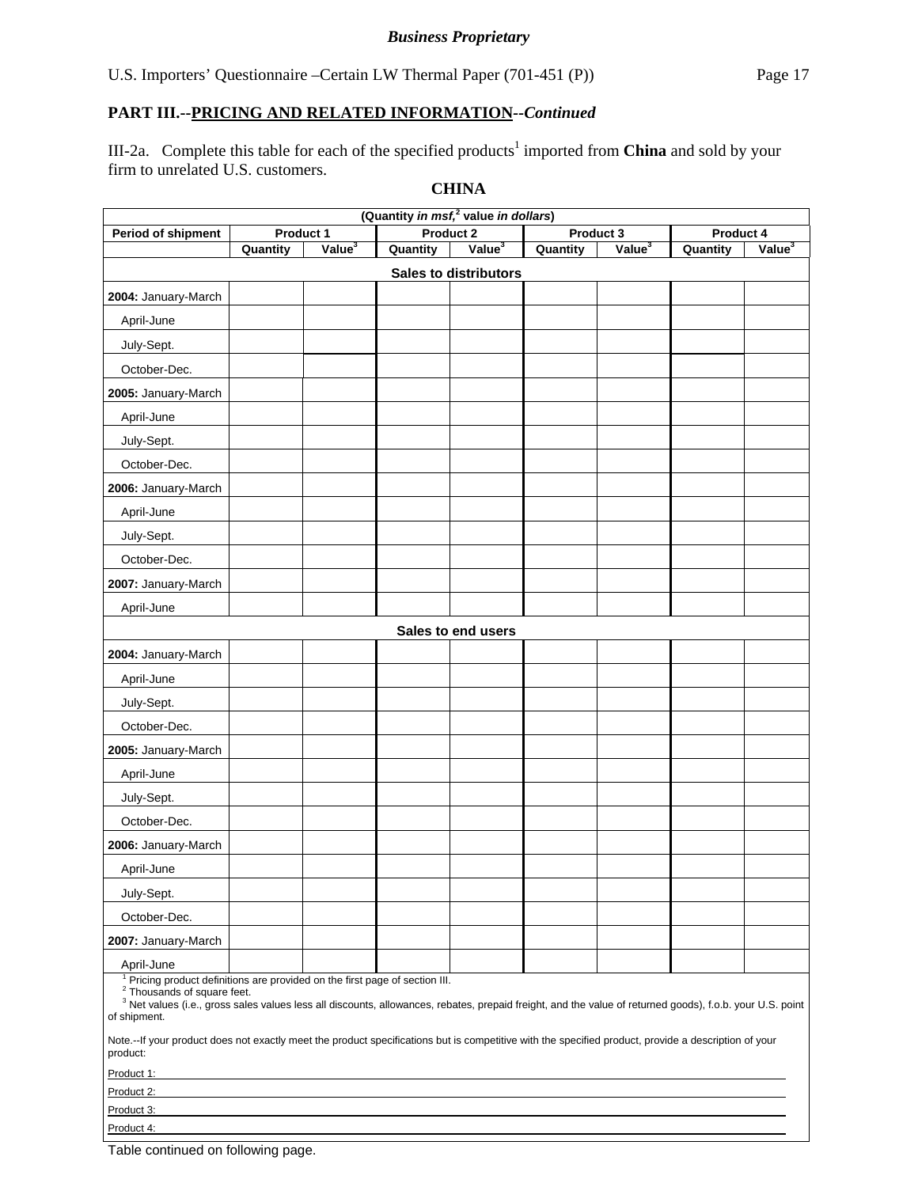**Business Proprietary**

U.S. Importers' Questionnaire –Certain LW Thermal Paper (701-451 (P))

## PART III.--PRICING AND RELATED INFORMATION--*Continued*

III-2a. Complete this table for each of the specified products[1] imported from **China** and sold by your firm to unrelated U.S. customers.

**CHINA**

| (Quantity *in msf,*[2] value *in dollars*) | | | | | | | | |
|---|---|---|---|---|---|---|---|---|
| **Period of shipment** | **Product 1** | | **Product 2** | | **Product 3** | | **Product 4** | |
| | **Quantity** | **Value[3]** | **Quantity** | **Value[3]** | **Quantity** | **Value[3]** | **Quantity** | **Value[3]** |
| **Sales to distributors** | | | | | | | | |
| **2004:** January-March | | | | | | | | |
| April-June | | | | | | | | |
| July-Sept. | | | | | | | | |
| October-Dec. | | | | | | | | |
| **2005:** January-March | | | | | | | | |
| April-June | | | | | | | | |
| July-Sept. | | | | | | | | |
| October-Dec. | | | | | | | | |
| **2006:** January-March | | | | | | | | |
| April-June | | | | | | | | |
| July-Sept. | | | | | | | | |
| October-Dec. | | | | | | | | |
| **2007:** January-March | | | | | | | | |
| April-June | | | | | | | | |
| **Sales to end users** | | | | | | | | |
| **2004:** January-March | | | | | | | | |
| April-June | | | | | | | | |
| July-Sept. | | | | | | | | |
| October-Dec. | | | | | | | | |
| **2005:** January-March | | | | | | | | |
| April-June | | | | | | | | |
| July-Sept. | | | | | | | | |
| October-Dec. | | | | | | | | |
| **2006:** January-March | | | | | | | | |
| April-June | | | | | | | | |
| July-Sept. | | | | | | | | |
| October-Dec. | | | | | | | | |
| **2007:** January-March | | | | | | | | |
| April-June | | | | | | | | |

[1] Pricing product definitions are provided on the first page of section III.
[2] Thousands of square feet.
[3] Net values (i.e., gross sales values less all discounts, allowances, rebates, prepaid freight, and the value of returned goods), f.o.b. your U.S. point of shipment.

Note.--If your product does not exactly meet the product specifications but is competitive with the specified product, provide a description of your product:

Product 1: ______________________________

Product 2: ______________________________

Product 3: ______________________________

Product 4: ______________________________

Table continued on following page.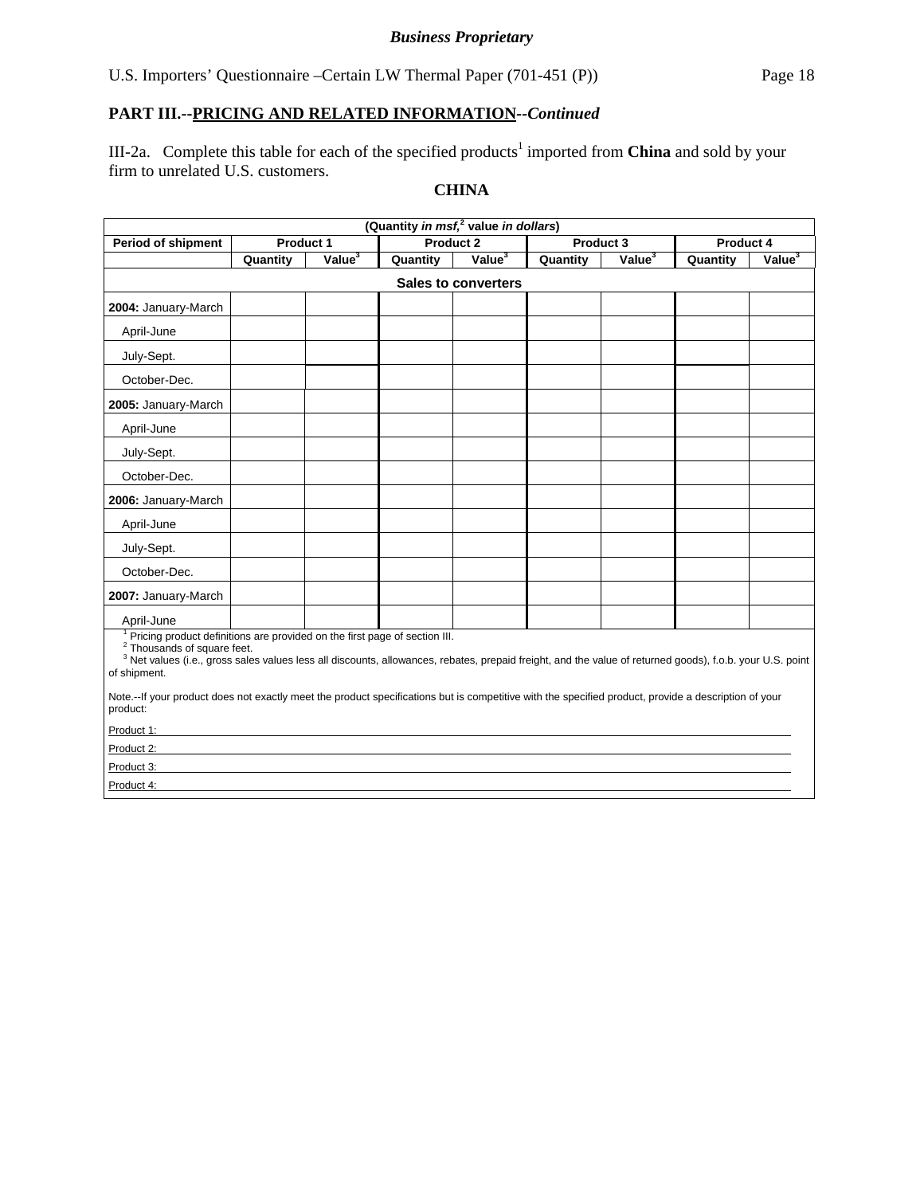**Business Proprietary**

U.S. Importers' Questionnaire –Certain LW Thermal Paper (701-451 (P))

## PART III.--PRICING AND RELATED INFORMATION--*Continued*

III-2a. Complete this table for each of the specified products[1] imported from **China** and sold by your firm to unrelated U.S. customers.

**CHINA**

| (Quantity *in msf*,[2] value *in dollars*) | | | | | | | | |
|---|---|---|---|---|---|---|---|---|
| **Period of shipment** | **Product 1** | | **Product 2** | | **Product 3** | | **Product 4** | |
| | **Quantity** | **Value[3]** | **Quantity** | **Value[3]** | **Quantity** | **Value[3]** | **Quantity** | **Value[3]** |
| **Sales to converters** | | | | | | | | |
| **2004:** January-March | | | | | | | | |
| April-June | | | | | | | | |
| July-Sept. | | | | | | | | |
| October-Dec. | | | | | | | | |
| **2005:** January-March | | | | | | | | |
| April-June | | | | | | | | |
| July-Sept. | | | | | | | | |
| October-Dec. | | | | | | | | |
| **2006:** January-March | | | | | | | | |
| April-June | | | | | | | | |
| July-Sept. | | | | | | | | |
| October-Dec. | | | | | | | | |
| **2007:** January-March | | | | | | | | |
| April-June | | | | | | | | |

[1] Pricing product definitions are provided on the first page of section III.
[2] Thousands of square feet.
[3] Net values (i.e., gross sales values less all discounts, allowances, rebates, prepaid freight, and the value of returned goods), f.o.b. your U.S. point of shipment.

Note.--If your product does not exactly meet the product specifications but is competitive with the specified product, provide a description of your product:

Product 1: ____________________

Product 2: ____________________

Product 3: ____________________

Product 4: ____________________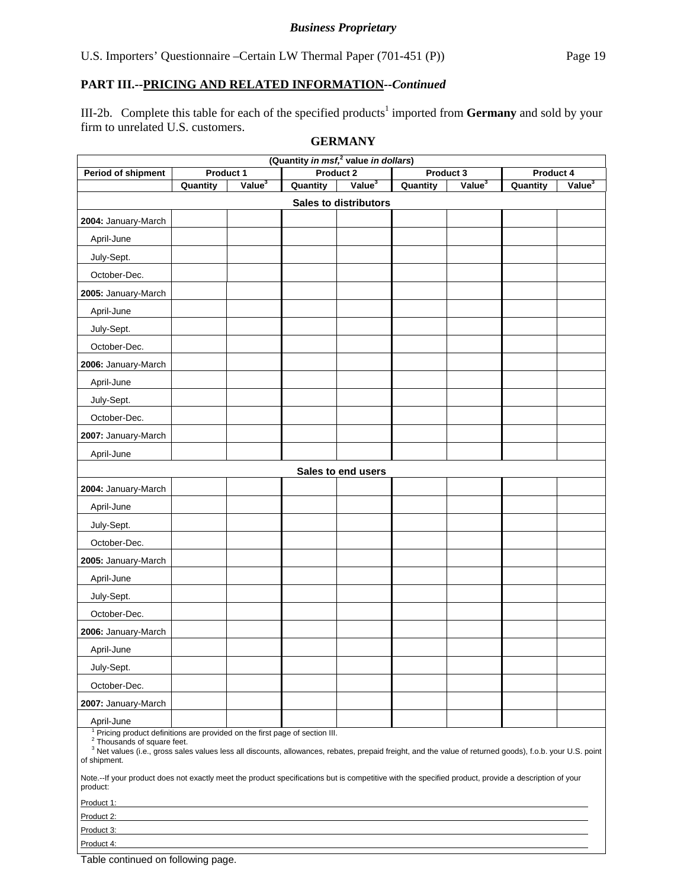**PART III.--PRICING AND RELATED INFORMATION--*Continued***

III-2b. Complete this table for each of the specified products[1] imported from **Germany** and sold by your firm to unrelated U.S. customers.

**GERMANY**

| (Quantity *in msf*,[2] value *in dollars*) | | | | | | | | |
|---|---|---|---|---|---|---|---|---|
| **Period of shipment** | **Product 1** | | **Product 2** | | **Product 3** | | **Product 4** | |
| | **Quantity** | **Value[3]** | **Quantity** | **Value[3]** | **Quantity** | **Value[3]** | **Quantity** | **Value[3]** |
| **Sales to distributors** | | | | | | | | |
| **2004:** January-March | | | | | | | | |
| April-June | | | | | | | | |
| July-Sept. | | | | | | | | |
| October-Dec. | | | | | | | | |
| **2005:** January-March | | | | | | | | |
| April-June | | | | | | | | |
| July-Sept. | | | | | | | | |
| October-Dec. | | | | | | | | |
| **2006:** January-March | | | | | | | | |
| April-June | | | | | | | | |
| July-Sept. | | | | | | | | |
| October-Dec. | | | | | | | | |
| **2007:** January-March | | | | | | | | |
| April-June | | | | | | | | |
| **Sales to end users** | | | | | | | | |
| **2004:** January-March | | | | | | | | |
| April-June | | | | | | | | |
| July-Sept. | | | | | | | | |
| October-Dec. | | | | | | | | |
| **2005:** January-March | | | | | | | | |
| April-June | | | | | | | | |
| July-Sept. | | | | | | | | |
| October-Dec. | | | | | | | | |
| **2006:** January-March | | | | | | | | |
| April-June | | | | | | | | |
| July-Sept. | | | | | | | | |
| October-Dec. | | | | | | | | |
| **2007:** January-March | | | | | | | | |
| April-June | | | | | | | | |

[1] Pricing product definitions are provided on the first page of section III.
[2] Thousands of square feet.
[3] Net values (i.e., gross sales values less all discounts, allowances, rebates, prepaid freight, and the value of returned goods), f.o.b. your U.S. point of shipment.

Note.--If your product does not exactly meet the product specifications but is competitive with the specified product, provide a description of your product:

Product 1: ___

Product 2: ___

Product 3: ___

Product 4: ___

Table continued on following page.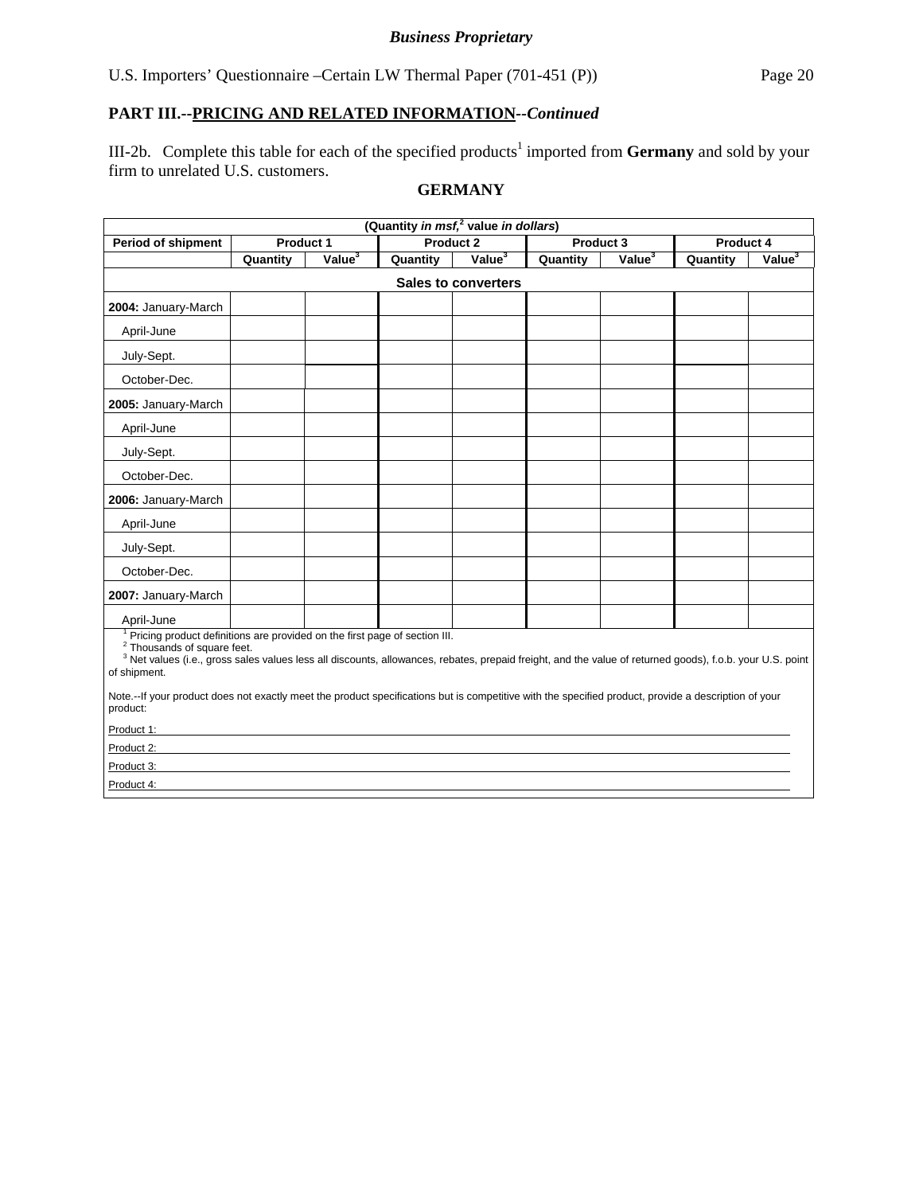*Business Proprietary*

## PART III.--PRICING AND RELATED INFORMATION--*Continued*

III-2b. Complete this table for each of the specified products[1] imported from **Germany** and sold by your firm to unrelated U.S. customers.

**GERMANY**

| (Quantity *in msf,*[2] value *in dollars*) | | | | | | | | |
|---|---|---|---|---|---|---|---|---|
| **Period of shipment** | **Product 1** | | **Product 2** | | **Product 3** | | **Product 4** | |
| | **Quantity** | **Value**[3] | **Quantity** | **Value**[3] | **Quantity** | **Value**[3] | **Quantity** | **Value**[3] |
| **Sales to converters** | | | | | | | | |
| **2004:** January-March | | | | | | | | |
| April-June | | | | | | | | |
| July-Sept. | | | | | | | | |
| October-Dec. | | | | | | | | |
| **2005:** January-March | | | | | | | | |
| April-June | | | | | | | | |
| July-Sept. | | | | | | | | |
| October-Dec. | | | | | | | | |
| **2006:** January-March | | | | | | | | |
| April-June | | | | | | | | |
| July-Sept. | | | | | | | | |
| October-Dec. | | | | | | | | |
| **2007:** January-March | | | | | | | | |
| April-June | | | | | | | | |

[1] Pricing product definitions are provided on the first page of section III.
[2] Thousands of square feet.
[3] Net values (i.e., gross sales values less all discounts, allowances, rebates, prepaid freight, and the value of returned goods), f.o.b. your U.S. point of shipment.

Note.--If your product does not exactly meet the product specifications but is competitive with the specified product, provide a description of your product:

Product 1: ______________________________

Product 2: ______________________________

Product 3: ______________________________

Product 4: ______________________________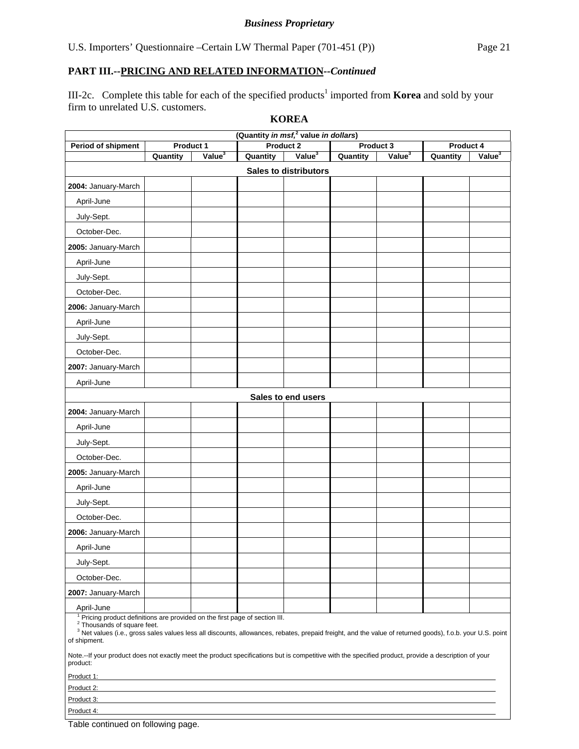**PART III.--PRICING AND RELATED INFORMATION--*Continued***

III-2c. Complete this table for each of the specified products[1] imported from **Korea** and sold by your firm to unrelated U.S. customers.

**KOREA**

| (Quantity *in msf,*[2] value *in dollars*) | | | | | | | | |
|---|---|---|---|---|---|---|---|---|
| **Period of shipment** | **Product 1** | | **Product 2** | | **Product 3** | | **Product 4** | |
| | **Quantity** | **Value**[3] | **Quantity** | **Value**[3] | **Quantity** | **Value**[3] | **Quantity** | **Value**[3] |
| **Sales to distributors** | | | | | | | | |
| **2004:** January-March | | | | | | | | |
| April-June | | | | | | | | |
| July-Sept. | | | | | | | | |
| October-Dec. | | | | | | | | |
| **2005:** January-March | | | | | | | | |
| April-June | | | | | | | | |
| July-Sept. | | | | | | | | |
| October-Dec. | | | | | | | | |
| **2006:** January-March | | | | | | | | |
| April-June | | | | | | | | |
| July-Sept. | | | | | | | | |
| October-Dec. | | | | | | | | |
| **2007:** January-March | | | | | | | | |
| April-June | | | | | | | | |
| **Sales to end users** | | | | | | | | |
| **2004:** January-March | | | | | | | | |
| April-June | | | | | | | | |
| July-Sept. | | | | | | | | |
| October-Dec. | | | | | | | | |
| **2005:** January-March | | | | | | | | |
| April-June | | | | | | | | |
| July-Sept. | | | | | | | | |
| October-Dec. | | | | | | | | |
| **2006:** January-March | | | | | | | | |
| April-June | | | | | | | | |
| July-Sept. | | | | | | | | |
| October-Dec. | | | | | | | | |
| **2007:** January-March | | | | | | | | |
| April-June | | | | | | | | |

[1] Pricing product definitions are provided on the first page of section III.
[2] Thousands of square feet.
[3] Net values (i.e., gross sales values less all discounts, allowances, rebates, prepaid freight, and the value of returned goods), f.o.b. your U.S. point of shipment.

Note.--If your product does not exactly meet the product specifications but is competitive with the specified product, provide a description of your product:

Product 1: ______________________________

Product 2: ______________________________

Product 3: ______________________________

Product 4: ______________________________

Table continued on following page.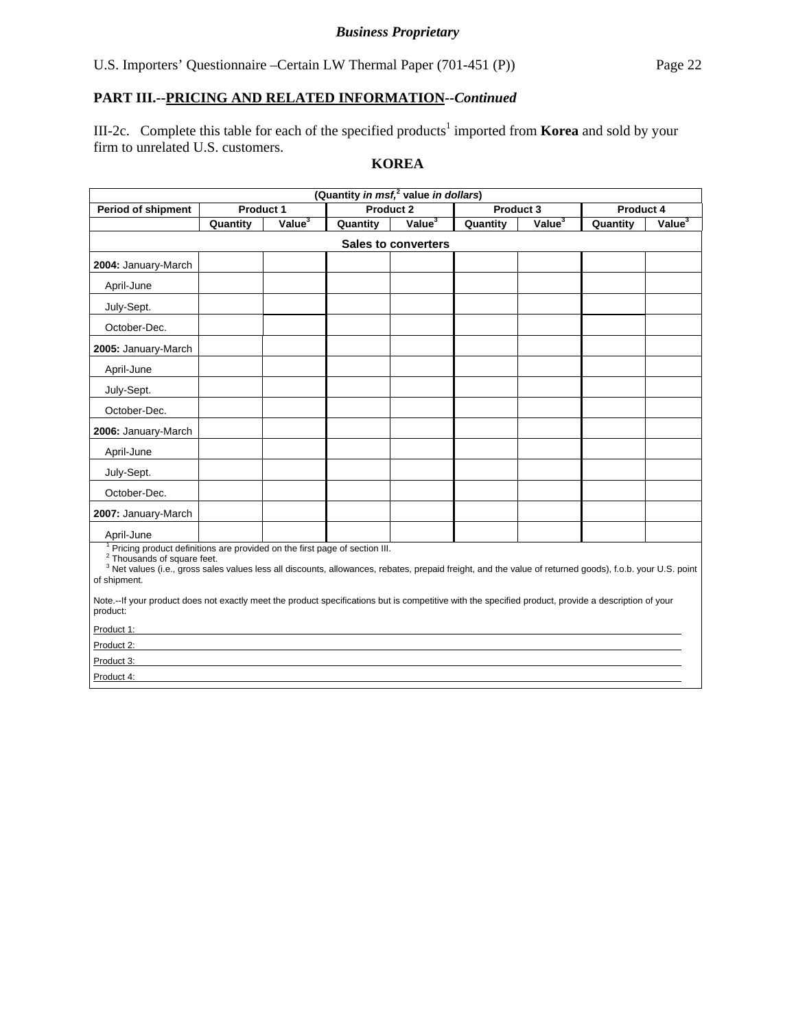**PART III.--PRICING AND RELATED INFORMATION--*Continued***

III-2c. Complete this table for each of the specified products[1] imported from **Korea** and sold by your firm to unrelated U.S. customers.

**KOREA**

| (Quantity *in msf*,[2] value *in dollars*) | | | | | | | | |
|---|---|---|---|---|---|---|---|---|
| **Period of shipment** | **Product 1** | | **Product 2** | | **Product 3** | | **Product 4** | |
| | **Quantity** | **Value[3]** | **Quantity** | **Value[3]** | **Quantity** | **Value[3]** | **Quantity** | **Value[3]** |
| **Sales to converters** | | | | | | | | |
| **2004:** January-March | | | | | | | | |
| April-June | | | | | | | | |
| July-Sept. | | | | | | | | |
| October-Dec. | | | | | | | | |
| **2005:** January-March | | | | | | | | |
| April-June | | | | | | | | |
| July-Sept. | | | | | | | | |
| October-Dec. | | | | | | | | |
| **2006:** January-March | | | | | | | | |
| April-June | | | | | | | | |
| July-Sept. | | | | | | | | |
| October-Dec. | | | | | | | | |
| **2007:** January-March | | | | | | | | |
| April-June | | | | | | | | |

[1] Pricing product definitions are provided on the first page of section III.
[2] Thousands of square feet.
[3] Net values (i.e., gross sales values less all discounts, allowances, rebates, prepaid freight, and the value of returned goods), f.o.b. your U.S. point of shipment.

Note.--If your product does not exactly meet the product specifications but is competitive with the specified product, provide a description of your product:

Product 1: ______________________________

Product 2: ______________________________

Product 3: ______________________________

Product 4: ______________________________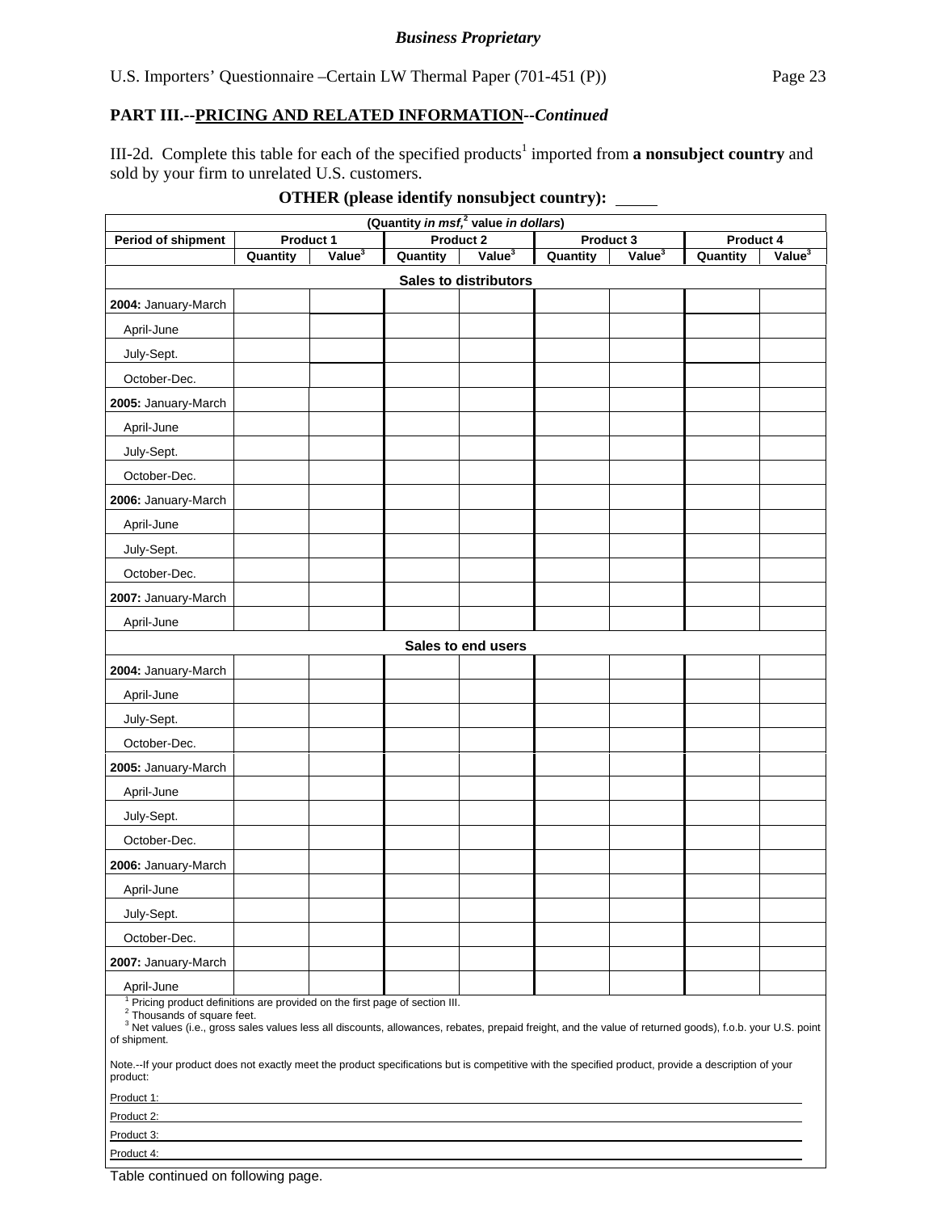**Business Proprietary**

U.S. Importers' Questionnaire –Certain LW Thermal Paper (701-451 (P))

## PART III.--PRICING AND RELATED INFORMATION--*Continued*

III-2d. Complete this table for each of the specified products[1] imported from **a nonsubject country** and sold by your firm to unrelated U.S. customers.

**OTHER (please identify nonsubject country): \_\_\_\_\_**

| (Quantity *in msf*,[2] value *in dollars*) | | | | | | | | |
|---|---|---|---|---|---|---|---|---|
| Period of shipment | Product 1 | | Product 2 | | Product 3 | | Product 4 | |
| | Quantity | Value[3] | Quantity | Value[3] | Quantity | Value[3] | Quantity | Value[3] |
| **Sales to distributors** | | | | | | | | |
| **2004:** January-March | | | | | | | | |
| April-June | | | | | | | | |
| July-Sept. | | | | | | | | |
| October-Dec. | | | | | | | | |
| **2005:** January-March | | | | | | | | |
| April-June | | | | | | | | |
| July-Sept. | | | | | | | | |
| October-Dec. | | | | | | | | |
| **2006:** January-March | | | | | | | | |
| April-June | | | | | | | | |
| July-Sept. | | | | | | | | |
| October-Dec. | | | | | | | | |
| **2007:** January-March | | | | | | | | |
| April-June | | | | | | | | |
| **Sales to end users** | | | | | | | | |
| **2004:** January-March | | | | | | | | |
| April-June | | | | | | | | |
| July-Sept. | | | | | | | | |
| October-Dec. | | | | | | | | |
| **2005:** January-March | | | | | | | | |
| April-June | | | | | | | | |
| July-Sept. | | | | | | | | |
| October-Dec. | | | | | | | | |
| **2006:** January-March | | | | | | | | |
| April-June | | | | | | | | |
| July-Sept. | | | | | | | | |
| October-Dec. | | | | | | | | |
| **2007:** January-March | | | | | | | | |
| April-June | | | | | | | | |

[1] Pricing product definitions are provided on the first page of section III.
[2] Thousands of square feet.
[3] Net values (i.e., gross sales values less all discounts, allowances, rebates, prepaid freight, and the value of returned goods), f.o.b. your U.S. point of shipment.

Note.--If your product does not exactly meet the product specifications but is competitive with the specified product, provide a description of your product:

Product 1: \_\_\_\_\_

Product 2: \_\_\_\_\_

Product 3: \_\_\_\_\_

Product 4: \_\_\_\_\_

Table continued on following page.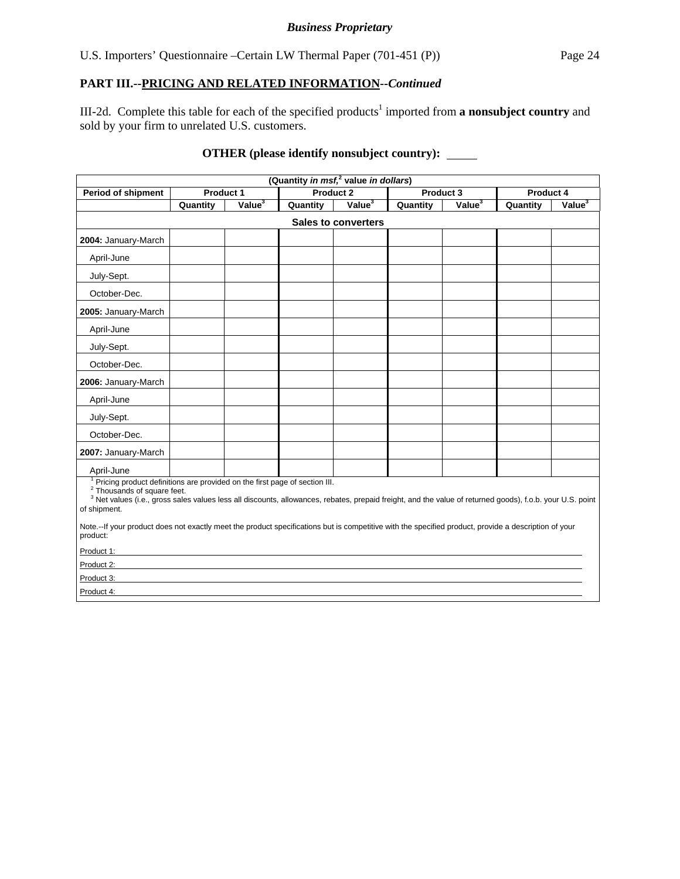**Business Proprietary**

U.S. Importers' Questionnaire –Certain LW Thermal Paper (701-451 (P))

## PART III.--PRICING AND RELATED INFORMATION--*Continued*

III-2d. Complete this table for each of the specified products[1] imported from **a nonsubject country** and sold by your firm to unrelated U.S. customers.

**OTHER (please identify nonsubject country):** _____

| (Quantity *in msf,*[2] value *in dollars*) | | | | | | | | |
|---|---|---|---|---|---|---|---|---|
| **Period of shipment** | **Product 1** | | **Product 2** | | **Product 3** | | **Product 4** | |
| | **Quantity** | **Value**[3] | **Quantity** | **Value**[3] | **Quantity** | **Value**[3] | **Quantity** | **Value**[3] |
| **Sales to converters** | | | | | | | | |
| **2004:** January-March | | | | | | | | |
| April-June | | | | | | | | |
| July-Sept. | | | | | | | | |
| October-Dec. | | | | | | | | |
| **2005:** January-March | | | | | | | | |
| April-June | | | | | | | | |
| July-Sept. | | | | | | | | |
| October-Dec. | | | | | | | | |
| **2006:** January-March | | | | | | | | |
| April-June | | | | | | | | |
| July-Sept. | | | | | | | | |
| October-Dec. | | | | | | | | |
| **2007:** January-March | | | | | | | | |
| April-June | | | | | | | | |

[1] Pricing product definitions are provided on the first page of section III.
[2] Thousands of square feet.
[3] Net values (i.e., gross sales values less all discounts, allowances, rebates, prepaid freight, and the value of returned goods), f.o.b. your U.S. point of shipment.

Note.--If your product does not exactly meet the product specifications but is competitive with the specified product, provide a description of your product:

Product 1: ______________________________

Product 2: ______________________________

Product 3: ______________________________

Product 4: ______________________________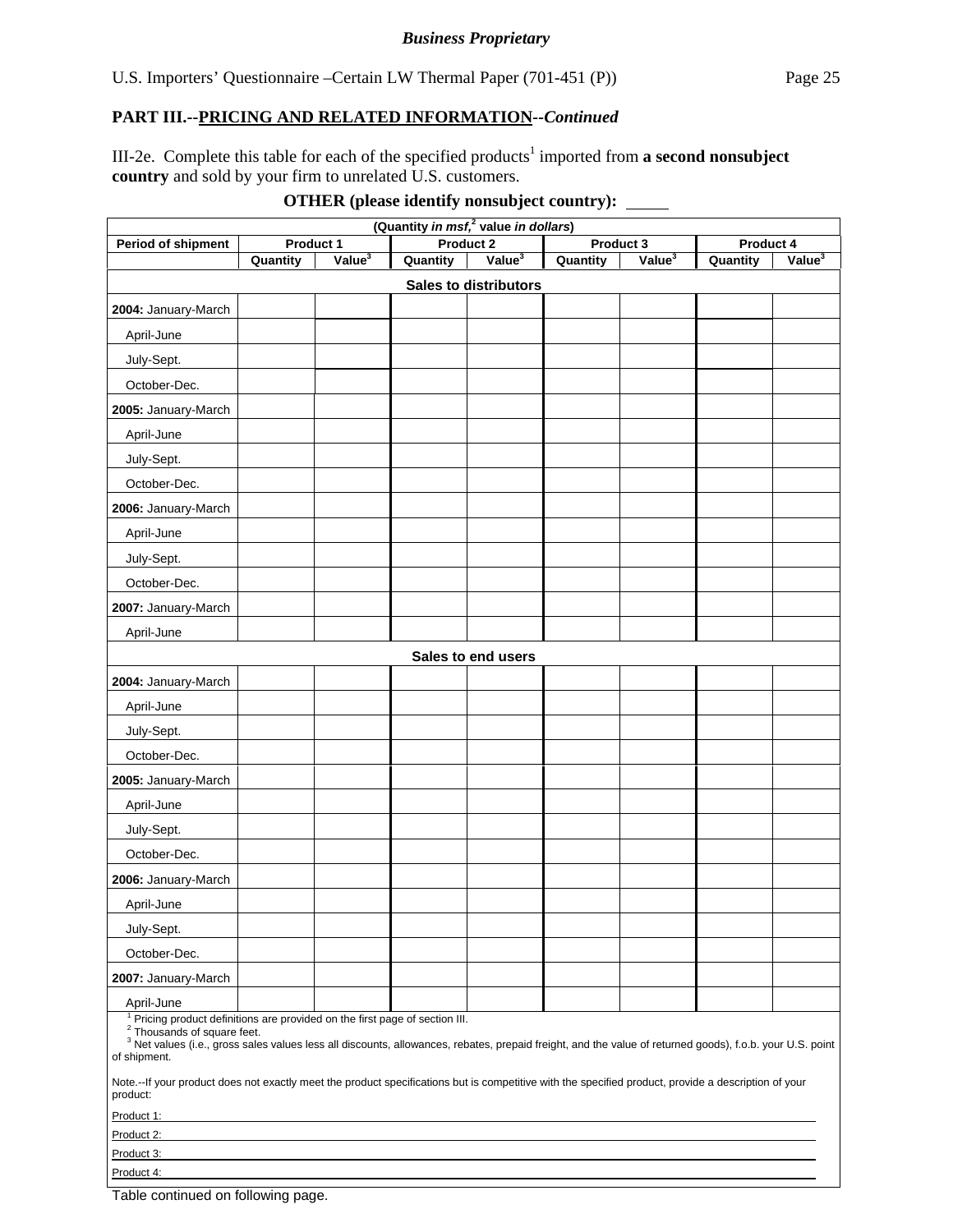*Business Proprietary*

U.S. Importers' Questionnaire –Certain LW Thermal Paper (701-451 (P))

## PART III.--PRICING AND RELATED INFORMATION--*Continued*

III-2e. Complete this table for each of the specified products[1] imported from **a second nonsubject country** and sold by your firm to unrelated U.S. customers.

**OTHER (please identify nonsubject country): _____**

| (Quantity *in msf,*[2] value *in dollars*) | | | | | | | | |
|---|---|---|---|---|---|---|---|---|
| Period of shipment | Product 1 | | Product 2 | | Product 3 | | Product 4 | |
| | Quantity | Value[3] | Quantity | Value[3] | Quantity | Value[3] | Quantity | Value[3] |
| **Sales to distributors** | | | | | | | | |
| **2004:** January-March | | | | | | | | |
| April-June | | | | | | | | |
| July-Sept. | | | | | | | | |
| October-Dec. | | | | | | | | |
| **2005:** January-March | | | | | | | | |
| April-June | | | | | | | | |
| July-Sept. | | | | | | | | |
| October-Dec. | | | | | | | | |
| **2006:** January-March | | | | | | | | |
| April-June | | | | | | | | |
| July-Sept. | | | | | | | | |
| October-Dec. | | | | | | | | |
| **2007:** January-March | | | | | | | | |
| April-June | | | | | | | | |
| **Sales to end users** | | | | | | | | |
| **2004:** January-March | | | | | | | | |
| April-June | | | | | | | | |
| July-Sept. | | | | | | | | |
| October-Dec. | | | | | | | | |
| **2005:** January-March | | | | | | | | |
| April-June | | | | | | | | |
| July-Sept. | | | | | | | | |
| October-Dec. | | | | | | | | |
| **2006:** January-March | | | | | | | | |
| April-June | | | | | | | | |
| July-Sept. | | | | | | | | |
| October-Dec. | | | | | | | | |
| **2007:** January-March | | | | | | | | |
| April-June | | | | | | | | |

[1] Pricing product definitions are provided on the first page of section III.
[2] Thousands of square feet.
[3] Net values (i.e., gross sales values less all discounts, allowances, rebates, prepaid freight, and the value of returned goods), f.o.b. your U.S. point of shipment.

Note.--If your product does not exactly meet the product specifications but is competitive with the specified product, provide a description of your product:

Product 1: ______________________________

Product 2: ______________________________

Product 3: ______________________________

Product 4: ______________________________

Table continued on following page.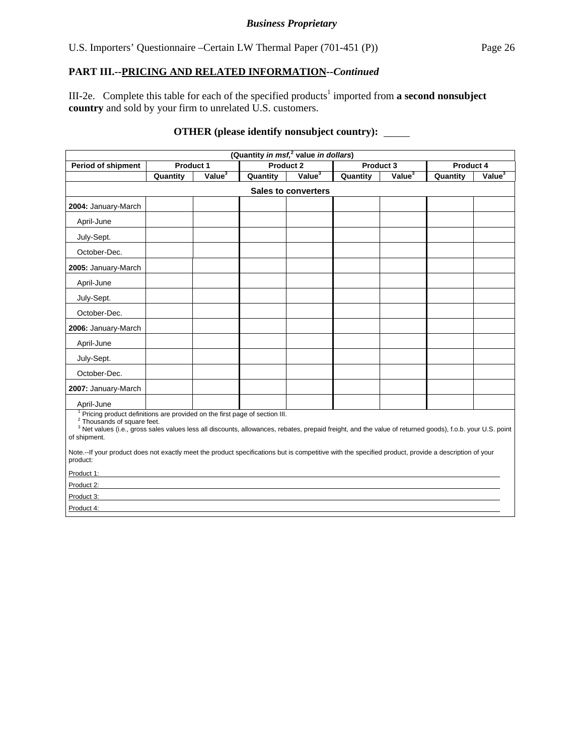*Business Proprietary*

U.S. Importers' Questionnaire –Certain LW Thermal Paper (701-451 (P))

## PART III.--PRICING AND RELATED INFORMATION--*Continued*

III-2e. Complete this table for each of the specified products[1] imported from **a second nonsubject country** and sold by your firm to unrelated U.S. customers.

**OTHER (please identify nonsubject country):** _____

| (Quantity *in msf,*[2] value *in dollars*) | | | | | | | | |
|---|---|---|---|---|---|---|---|---|
| **Period of shipment** | **Product 1** | | **Product 2** | | **Product 3** | | **Product 4** | |
| | **Quantity** | **Value**[3] | **Quantity** | **Value**[3] | **Quantity** | **Value**[3] | **Quantity** | **Value**[3] |
| **Sales to converters** | | | | | | | | |
| **2004:** January-March | | | | | | | | |
| April-June | | | | | | | | |
| July-Sept. | | | | | | | | |
| October-Dec. | | | | | | | | |
| **2005:** January-March | | | | | | | | |
| April-June | | | | | | | | |
| July-Sept. | | | | | | | | |
| October-Dec. | | | | | | | | |
| **2006:** January-March | | | | | | | | |
| April-June | | | | | | | | |
| July-Sept. | | | | | | | | |
| October-Dec. | | | | | | | | |
| **2007:** January-March | | | | | | | | |
| April-June | | | | | | | | |

[1] Pricing product definitions are provided on the first page of section III.
[2] Thousands of square feet.
[3] Net values (i.e., gross sales values less all discounts, allowances, rebates, prepaid freight, and the value of returned goods), f.o.b. your U.S. point of shipment.

Note.--If your product does not exactly meet the product specifications but is competitive with the specified product, provide a description of your product:

Product 1: ____________________

Product 2: ____________________

Product 3: ____________________

Product 4: ____________________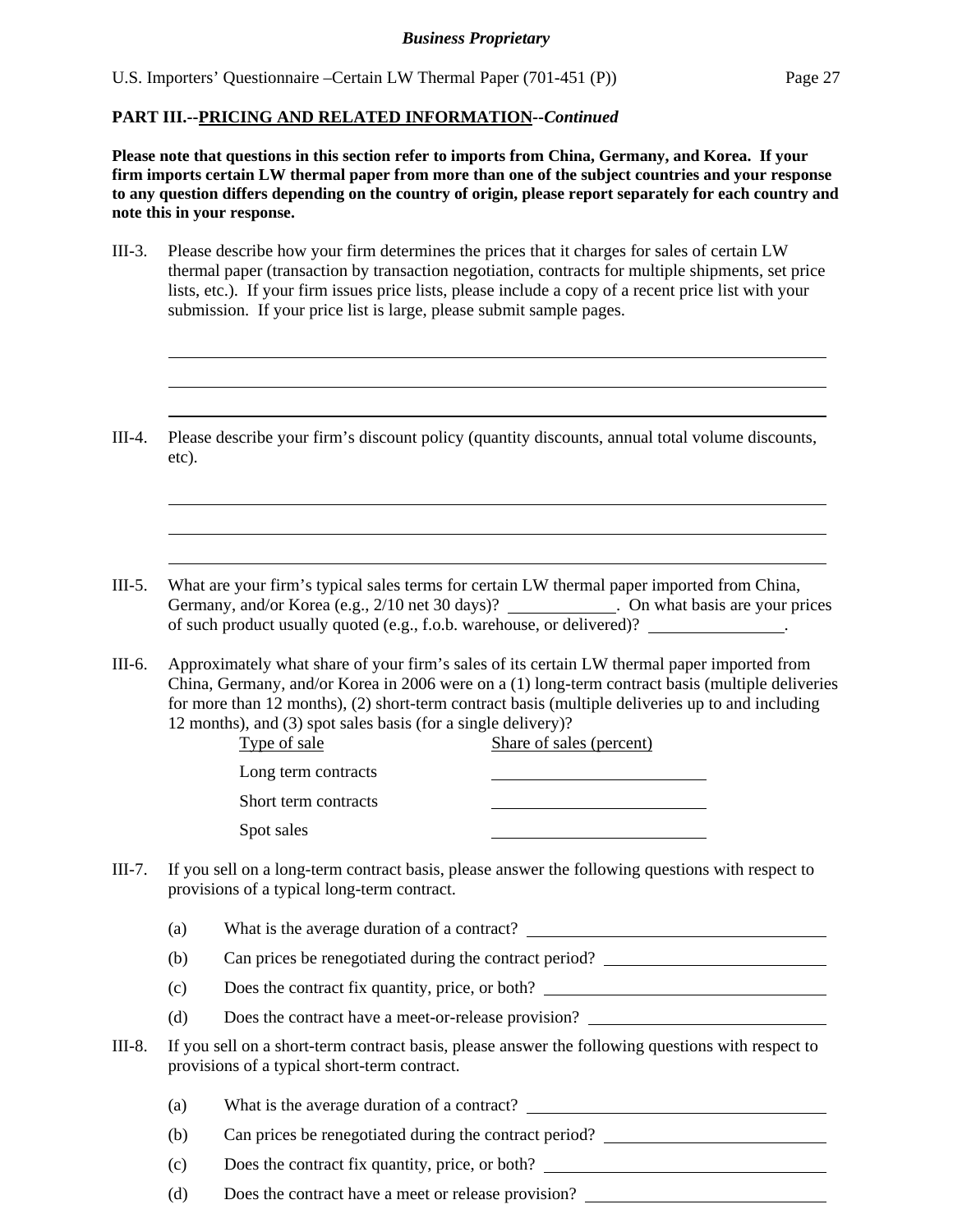**PART III.--PRICING AND RELATED INFORMATION--*Continued***

**Please note that questions in this section refer to imports from China, Germany, and Korea. If your firm imports certain LW thermal paper from more than one of the subject countries and your response to any question differs depending on the country of origin, please report separately for each country and note this in your response.**

III-3. Please describe how your firm determines the prices that it charges for sales of certain LW thermal paper (transaction by transaction negotiation, contracts for multiple shipments, set price lists, etc.). If your firm issues price lists, please include a copy of a recent price list with your submission. If your price list is large, please submit sample pages.

______________________________________________________________________

______________________________________________________________________

______________________________________________________________________

III-4. Please describe your firm's discount policy (quantity discounts, annual total volume discounts, etc).

______________________________________________________________________

______________________________________________________________________

______________________________________________________________________

III-5. What are your firm's typical sales terms for certain LW thermal paper imported from China, Germany, and/or Korea (e.g., 2/10 net 30 days)? ____________. On what basis are your prices of such product usually quoted (e.g., f.o.b. warehouse, or delivered)? ________________.

III-6. Approximately what share of your firm's sales of its certain LW thermal paper imported from China, Germany, and/or Korea in 2006 were on a (1) long-term contract basis (multiple deliveries for more than 12 months), (2) short-term contract basis (multiple deliveries up to and including 12 months), and (3) spot sales basis (for a single delivery)?

| Type of sale | Share of sales (percent) |
|---|---|
| Long term contracts | |
| Short term contracts | |
| Spot sales | |

III-7. If you sell on a long-term contract basis, please answer the following questions with respect to provisions of a typical long-term contract.

(a) What is the average duration of a contract? ____________________

(b) Can prices be renegotiated during the contract period? ____________________

(c) Does the contract fix quantity, price, or both? ____________________

(d) Does the contract have a meet-or-release provision? ____________________

III-8. If you sell on a short-term contract basis, please answer the following questions with respect to provisions of a typical short-term contract.

(a) What is the average duration of a contract? ____________________

(b) Can prices be renegotiated during the contract period? ____________________

(c) Does the contract fix quantity, price, or both? ____________________

(d) Does the contract have a meet or release provision? ____________________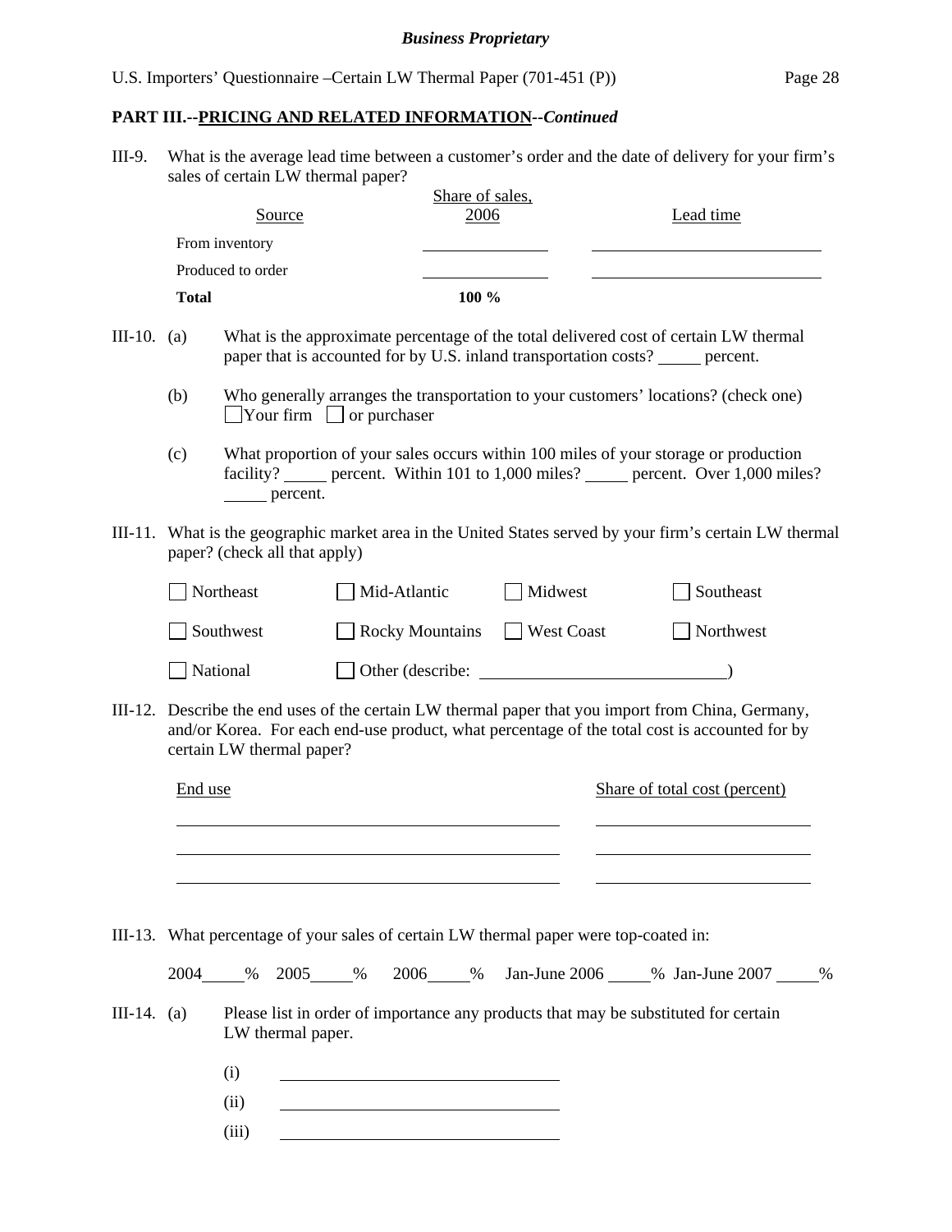**PART III.--PRICING AND RELATED INFORMATION--*Continued***

III-9. What is the average lead time between a customer's order and the date of delivery for your firm's sales of certain LW thermal paper?

| Source | Share of sales, 2006 | Lead time |
|---|---|---|
| From inventory | ______ | ______ |
| Produced to order | ______ | ______ |
| **Total** | **100 %** | |

III-10. (a) What is the approximate percentage of the total delivered cost of certain LW thermal paper that is accounted for by U.S. inland transportation costs? _____ percent.

(b) Who generally arranges the transportation to your customers' locations? (check one)
☐ Your firm ☐ or purchaser

(c) What proportion of your sales occurs within 100 miles of your storage or production facility? _____ percent. Within 101 to 1,000 miles? _____ percent. Over 1,000 miles? _____ percent.

III-11. What is the geographic market area in the United States served by your firm's certain LW thermal paper? (check all that apply)

☐ Northeast ☐ Mid-Atlantic ☐ Midwest ☐ Southeast

☐ Southwest ☐ Rocky Mountains ☐ West Coast ☐ Northwest

☐ National ☐ Other (describe: ____________________)

III-12. Describe the end uses of the certain LW thermal paper that you import from China, Germany, and/or Korea. For each end-use product, what percentage of the total cost is accounted for by certain LW thermal paper?

| End use | Share of total cost (percent) |
|---|---|
| ______ | ______ |
| ______ | ______ |
| ______ | ______ |

III-13. What percentage of your sales of certain LW thermal paper were top-coated in:

2004_____% 2005_____% 2006_____% Jan-June 2006 _____% Jan-June 2007 _____%

III-14. (a) Please list in order of importance any products that may be substituted for certain LW thermal paper.

(i) ______________________

(ii) ______________________

(iii) ______________________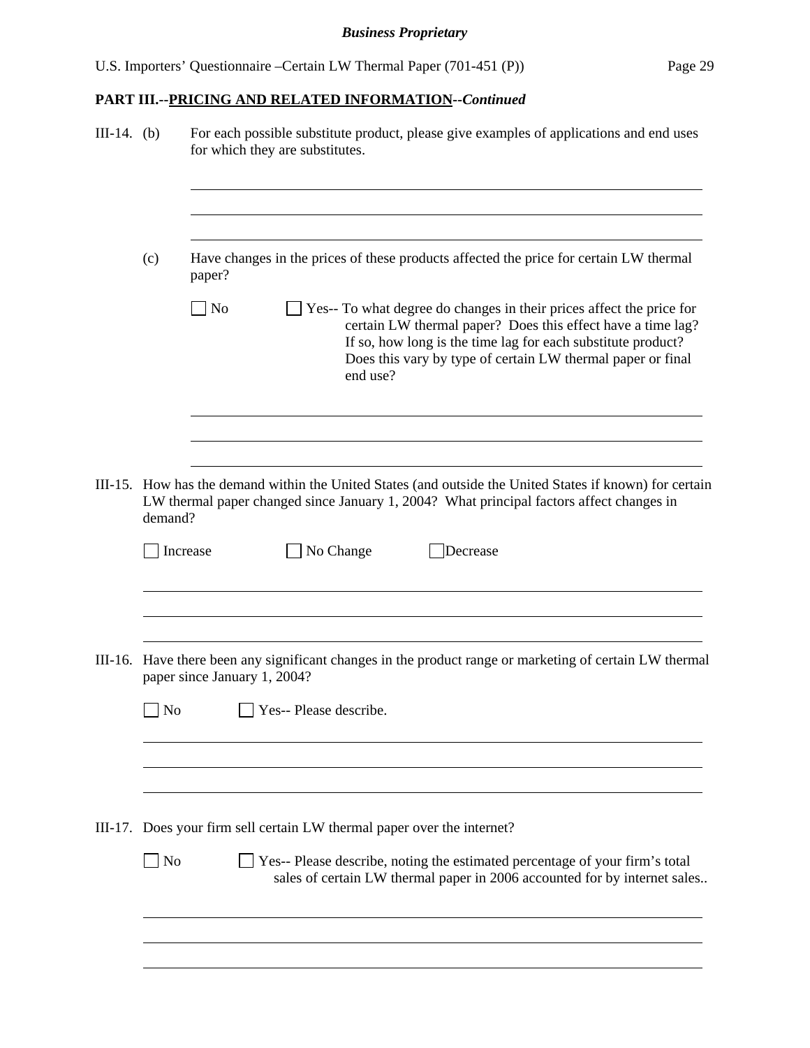**PART III.--PRICING AND RELATED INFORMATION--*Continued***

III-14. (b) For each possible substitute product, please give examples of applications and end uses for which they are substitutes.

\_\_\_\_\_\_\_\_\_\_\_\_\_\_\_\_\_\_\_\_\_\_\_\_\_\_\_\_\_\_\_\_\_\_\_\_\_\_\_\_\_\_\_\_

\_\_\_\_\_\_\_\_\_\_\_\_\_\_\_\_\_\_\_\_\_\_\_\_\_\_\_\_\_\_\_\_\_\_\_\_\_\_\_\_\_\_\_\_

\_\_\_\_\_\_\_\_\_\_\_\_\_\_\_\_\_\_\_\_\_\_\_\_\_\_\_\_\_\_\_\_\_\_\_\_\_\_\_\_\_\_\_\_

(c) Have changes in the prices of these products affected the price for certain LW thermal paper?

☐ No ☐ Yes-- To what degree do changes in their prices affect the price for certain LW thermal paper? Does this effect have a time lag? If so, how long is the time lag for each substitute product? Does this vary by type of certain LW thermal paper or final end use?

\_\_\_\_\_\_\_\_\_\_\_\_\_\_\_\_\_\_\_\_\_\_\_\_\_\_\_\_\_\_\_\_\_\_\_\_\_\_\_\_\_\_\_\_

\_\_\_\_\_\_\_\_\_\_\_\_\_\_\_\_\_\_\_\_\_\_\_\_\_\_\_\_\_\_\_\_\_\_\_\_\_\_\_\_\_\_\_\_

\_\_\_\_\_\_\_\_\_\_\_\_\_\_\_\_\_\_\_\_\_\_\_\_\_\_\_\_\_\_\_\_\_\_\_\_\_\_\_\_\_\_\_\_

III-15. How has the demand within the United States (and outside the United States if known) for certain LW thermal paper changed since January 1, 2004? What principal factors affect changes in demand?

☐ Increase ☐ No Change ☐ Decrease

\_\_\_\_\_\_\_\_\_\_\_\_\_\_\_\_\_\_\_\_\_\_\_\_\_\_\_\_\_\_\_\_\_\_\_\_\_\_\_\_\_\_\_\_

\_\_\_\_\_\_\_\_\_\_\_\_\_\_\_\_\_\_\_\_\_\_\_\_\_\_\_\_\_\_\_\_\_\_\_\_\_\_\_\_\_\_\_\_

\_\_\_\_\_\_\_\_\_\_\_\_\_\_\_\_\_\_\_\_\_\_\_\_\_\_\_\_\_\_\_\_\_\_\_\_\_\_\_\_\_\_\_\_

III-16. Have there been any significant changes in the product range or marketing of certain LW thermal paper since January 1, 2004?

☐ No ☐ Yes-- Please describe.

\_\_\_\_\_\_\_\_\_\_\_\_\_\_\_\_\_\_\_\_\_\_\_\_\_\_\_\_\_\_\_\_\_\_\_\_\_\_\_\_\_\_\_\_

\_\_\_\_\_\_\_\_\_\_\_\_\_\_\_\_\_\_\_\_\_\_\_\_\_\_\_\_\_\_\_\_\_\_\_\_\_\_\_\_\_\_\_\_

\_\_\_\_\_\_\_\_\_\_\_\_\_\_\_\_\_\_\_\_\_\_\_\_\_\_\_\_\_\_\_\_\_\_\_\_\_\_\_\_\_\_\_\_

III-17. Does your firm sell certain LW thermal paper over the internet?

☐ No ☐ Yes-- Please describe, noting the estimated percentage of your firm's total sales of certain LW thermal paper in 2006 accounted for by internet sales..

\_\_\_\_\_\_\_\_\_\_\_\_\_\_\_\_\_\_\_\_\_\_\_\_\_\_\_\_\_\_\_\_\_\_\_\_\_\_\_\_\_\_\_\_

\_\_\_\_\_\_\_\_\_\_\_\_\_\_\_\_\_\_\_\_\_\_\_\_\_\_\_\_\_\_\_\_\_\_\_\_\_\_\_\_\_\_\_\_

\_\_\_\_\_\_\_\_\_\_\_\_\_\_\_\_\_\_\_\_\_\_\_\_\_\_\_\_\_\_\_\_\_\_\_\_\_\_\_\_\_\_\_\_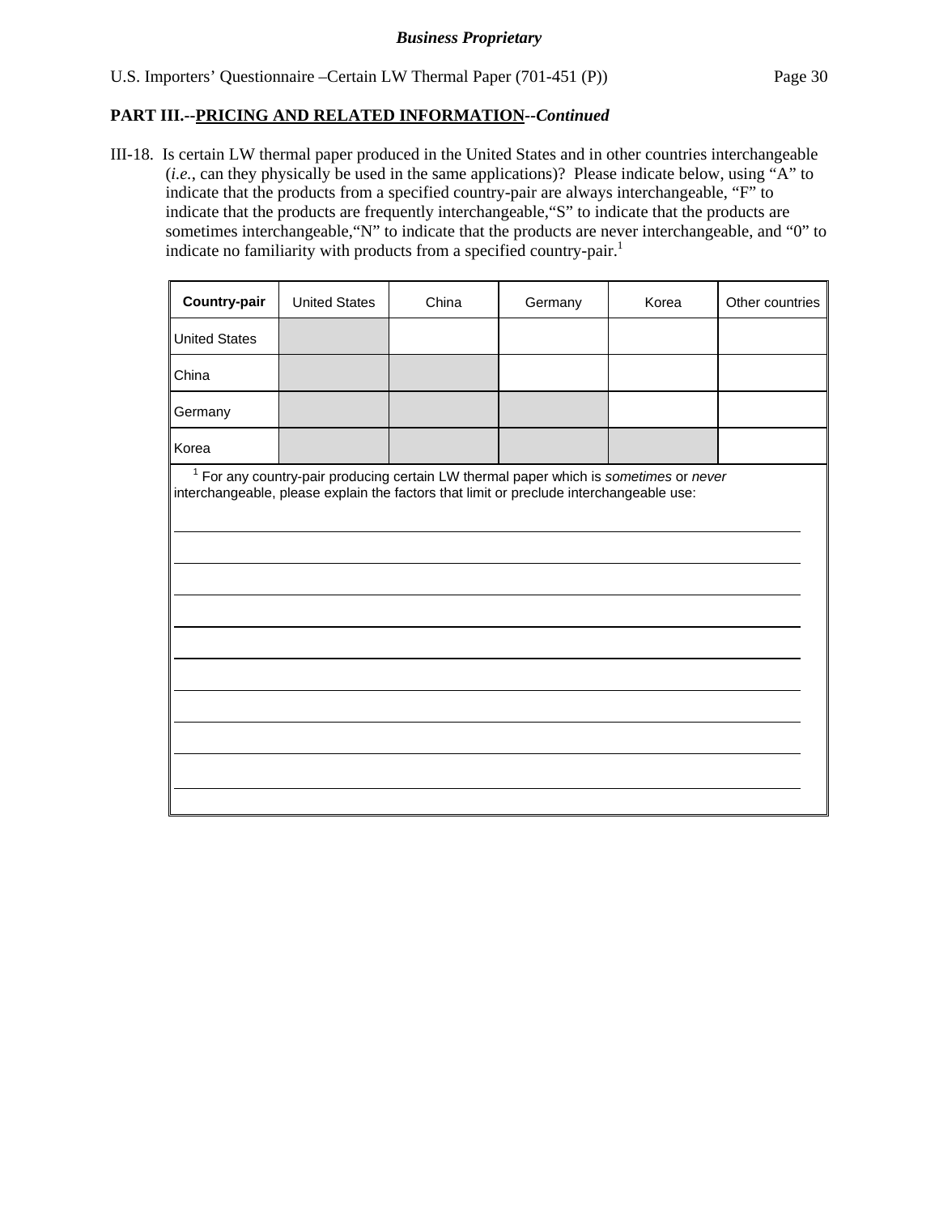**PART III.--PRICING AND RELATED INFORMATION--*Continued***

III-18. Is certain LW thermal paper produced in the United States and in other countries interchangeable (*i.e.*, can they physically be used in the same applications)? Please indicate below, using "A" to indicate that the products from a specified country-pair are always interchangeable, "F" to indicate that the products are frequently interchangeable,"S" to indicate that the products are sometimes interchangeable,"N" to indicate that the products are never interchangeable, and "0" to indicate no familiarity with products from a specified country-pair.[1]

| **Country-pair** | United States | China | Germany | Korea | Other countries |
|---|---|---|---|---|---|
| United States | | | | | |
| China | | | | | |
| Germany | | | | | |
| Korea | | | | | |

[1] For any country-pair producing certain LW thermal paper which is *sometimes* or *never* interchangeable, please explain the factors that limit or preclude interchangeable use:

______________________________________________________________________

______________________________________________________________________

______________________________________________________________________

______________________________________________________________________

______________________________________________________________________

______________________________________________________________________

______________________________________________________________________

______________________________________________________________________

______________________________________________________________________

______________________________________________________________________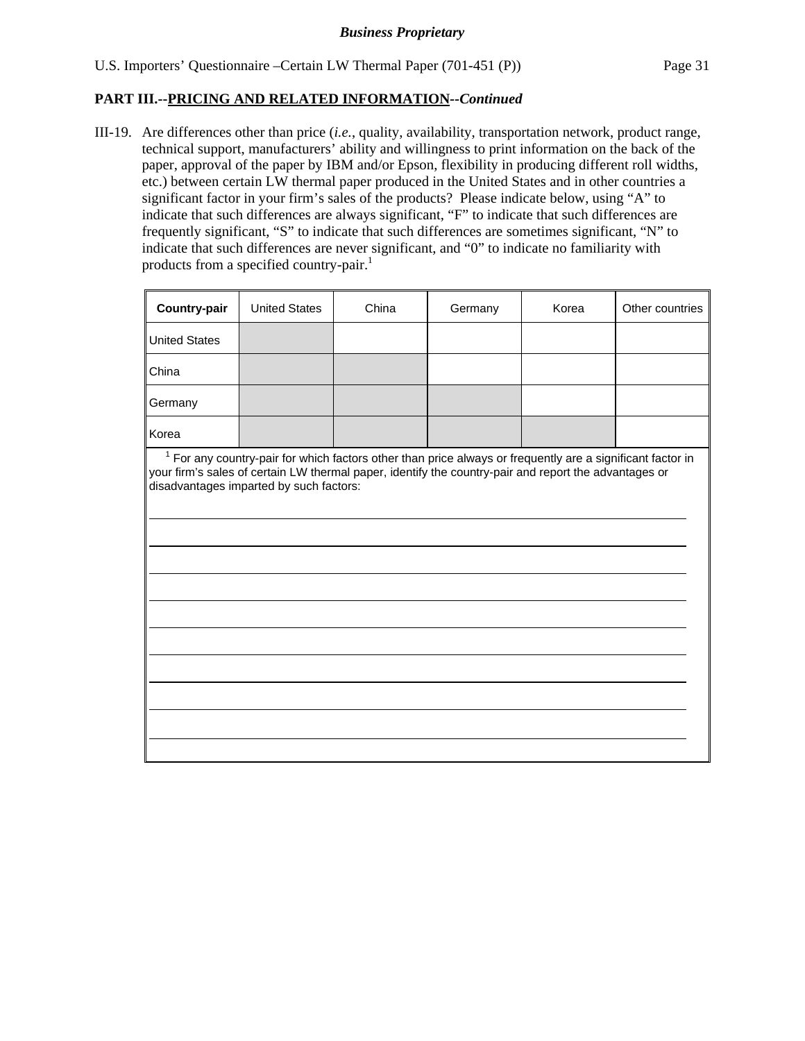**Business Proprietary**

U.S. Importers' Questionnaire –Certain LW Thermal Paper (701-451 (P))

**PART III.--PRICING AND RELATED INFORMATION--*Continued***

III-19. Are differences other than price (*i.e.*, quality, availability, transportation network, product range, technical support, manufacturers' ability and willingness to print information on the back of the paper, approval of the paper by IBM and/or Epson, flexibility in producing different roll widths, etc.) between certain LW thermal paper produced in the United States and in other countries a significant factor in your firm's sales of the products? Please indicate below, using "A" to indicate that such differences are always significant, "F" to indicate that such differences are frequently significant, "S" to indicate that such differences are sometimes significant, "N" to indicate that such differences are never significant, and "0" to indicate no familiarity with products from a specified country-pair.[1]

| **Country-pair** | United States | China | Germany | Korea | Other countries |
|---|---|---|---|---|---|
| United States | | | | | |
| China | | | | | |
| Germany | | | | | |
| Korea | | | | | |

[1] For any country-pair for which factors other than price always or frequently are a significant factor in your firm's sales of certain LW thermal paper, identify the country-pair and report the advantages or disadvantages imparted by such factors: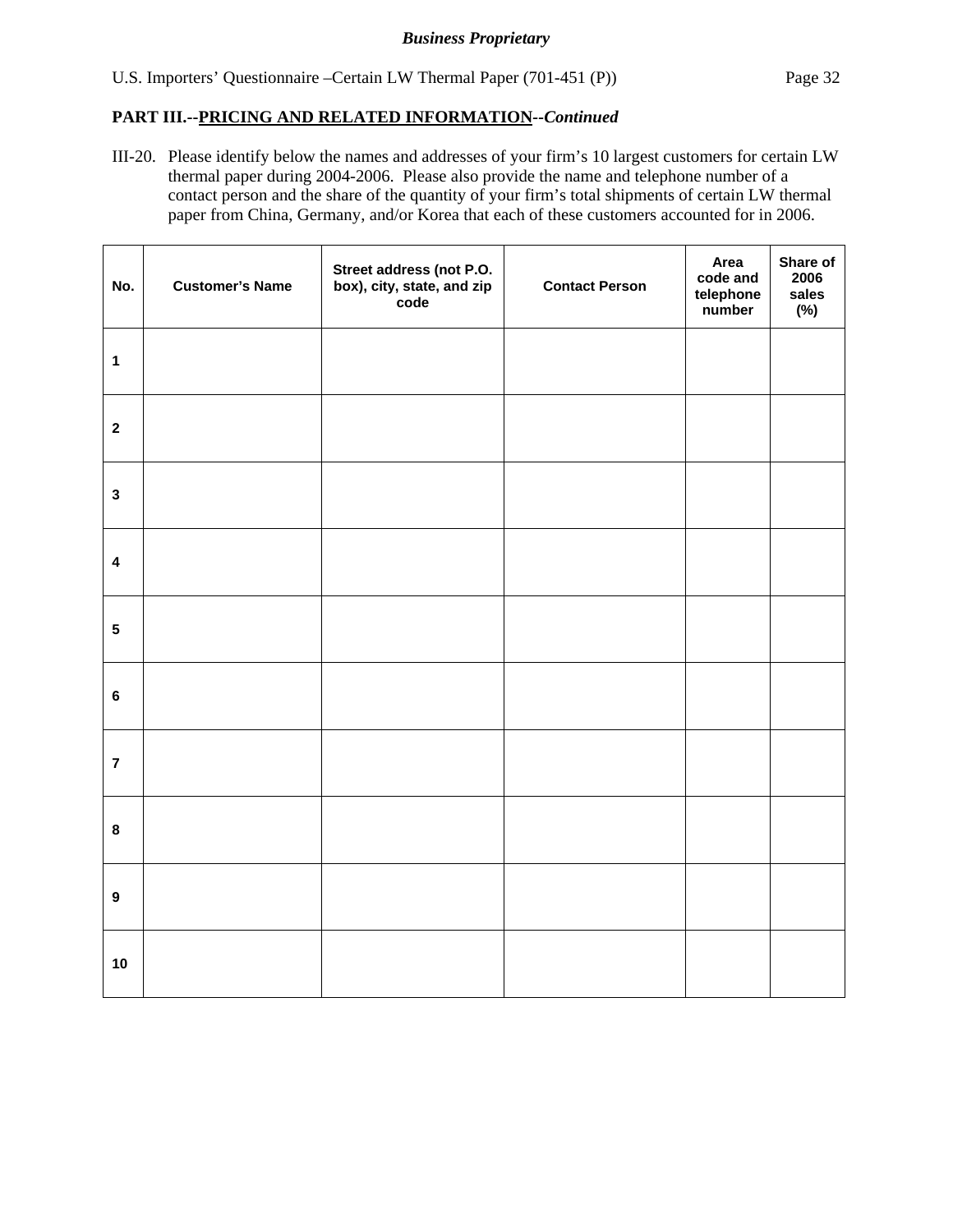**PART III.--PRICING AND RELATED INFORMATION--*Continued***

III-20. Please identify below the names and addresses of your firm's 10 largest customers for certain LW thermal paper during 2004-2006. Please also provide the name and telephone number of a contact person and the share of the quantity of your firm's total shipments of certain LW thermal paper from China, Germany, and/or Korea that each of these customers accounted for in 2006.

| No. | Customer's Name | Street address (not P.O. box), city, state, and zip code | Contact Person | Area code and telephone number | Share of 2006 sales (%) |
|---|---|---|---|---|---|
| 1 | | | | | |
| 2 | | | | | |
| 3 | | | | | |
| 4 | | | | | |
| 5 | | | | | |
| 6 | | | | | |
| 7 | | | | | |
| 8 | | | | | |
| 9 | | | | | |
| 10 | | | | | |